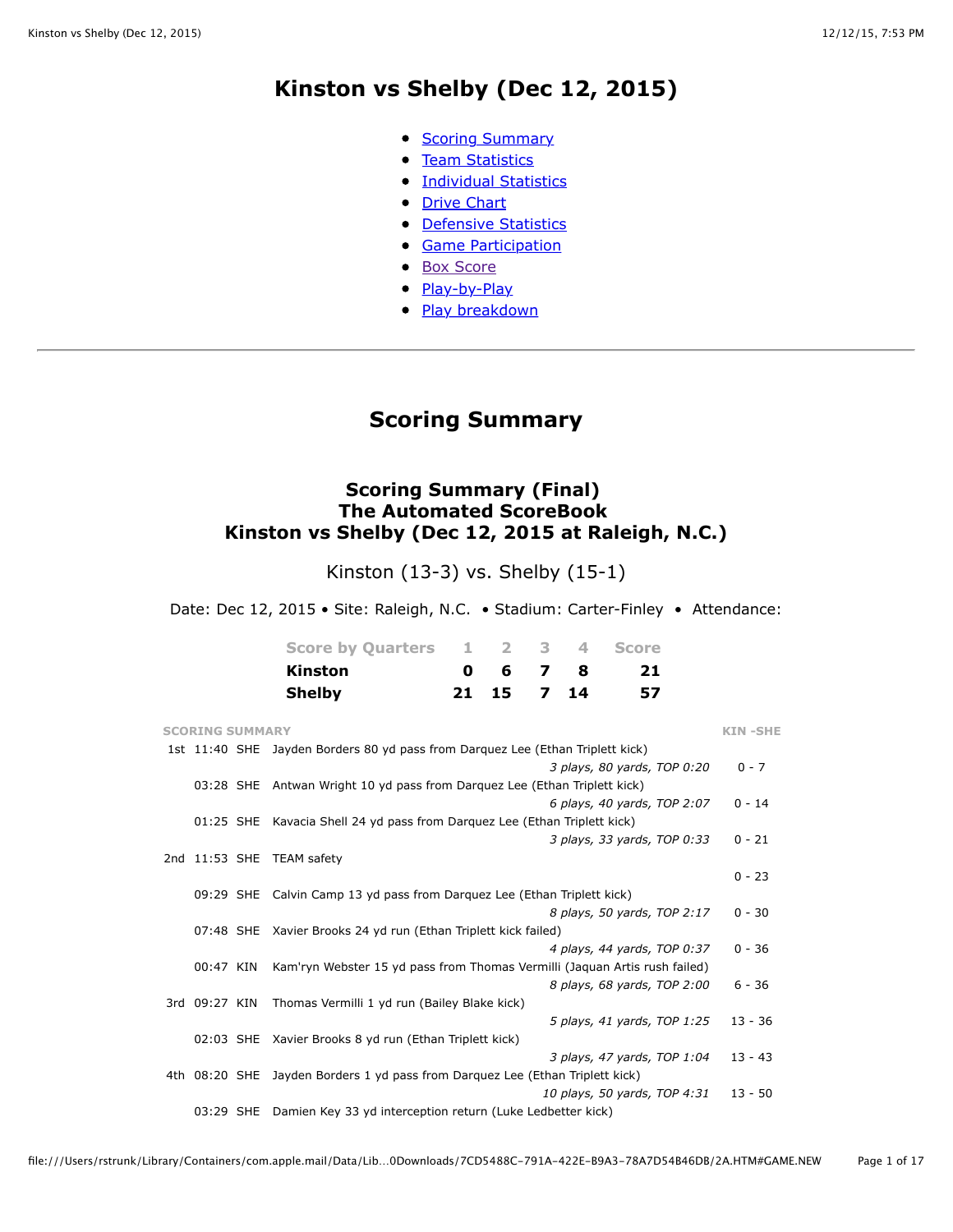# Kinston vs Shelby (Dec 12, 2015)

- Scoring Summary
- Team Statistics
- Individual Statistics
- Drive Chart
- Defensive Statistics
- Game Participation
- Box Score
- Play-by-Play
- Play breakdown

---

## Scoring Summary

### Scoring Summary (Final)
### The Automated ScoreBook
### Kinston vs Shelby (Dec 12, 2015 at Raleigh, N.C.)

Kinston (13-3) vs. Shelby (15-1)

Date: Dec 12, 2015 • Site: Raleigh, N.C. • Stadium: Carter-Finley • Attendance:

| Score by Quarters | 1 | 2 | 3 | 4 | Score |
|---|---|---|---|---|---|
| **Kinston** | **0** | **6** | **7** | **8** | **21** |
| **Shelby** | **21** | **15** | **7** | **14** | **57** |

| SCORING SUMMARY | | | | KIN -SHE |
|---|---|---|---|---|
| 1st | 11:40 | SHE | Jayden Borders 80 yd pass from Darquez Lee (Ethan Triplett kick) | |
| | | | *3 plays, 80 yards, TOP 0:20* | 0 - 7 |
| | 03:28 | SHE | Antwan Wright 10 yd pass from Darquez Lee (Ethan Triplett kick) | |
| | | | *6 plays, 40 yards, TOP 2:07* | 0 - 14 |
| | 01:25 | SHE | Kavacia Shell 24 yd pass from Darquez Lee (Ethan Triplett kick) | |
| | | | *3 plays, 33 yards, TOP 0:33* | 0 - 21 |
| 2nd | 11:53 | SHE | TEAM safety | |
| | | | | 0 - 23 |
| | 09:29 | SHE | Calvin Camp 13 yd pass from Darquez Lee (Ethan Triplett kick) | |
| | | | *8 plays, 50 yards, TOP 2:17* | 0 - 30 |
| | 07:48 | SHE | Xavier Brooks 24 yd run (Ethan Triplett kick failed) | |
| | | | *4 plays, 44 yards, TOP 0:37* | 0 - 36 |
| | 00:47 | KIN | Kam'ryn Webster 15 yd pass from Thomas Vermilli (Jaquan Artis rush failed) | |
| | | | *8 plays, 68 yards, TOP 2:00* | 6 - 36 |
| 3rd | 09:27 | KIN | Thomas Vermilli 1 yd run (Bailey Blake kick) | |
| | | | *5 plays, 41 yards, TOP 1:25* | 13 - 36 |
| | 02:03 | SHE | Xavier Brooks 8 yd run (Ethan Triplett kick) | |
| | | | *3 plays, 47 yards, TOP 1:04* | 13 - 43 |
| 4th | 08:20 | SHE | Jayden Borders 1 yd pass from Darquez Lee (Ethan Triplett kick) | |
| | | | *10 plays, 50 yards, TOP 4:31* | 13 - 50 |
| | 03:29 | SHE | Damien Key 33 yd interception return (Luke Ledbetter kick) | |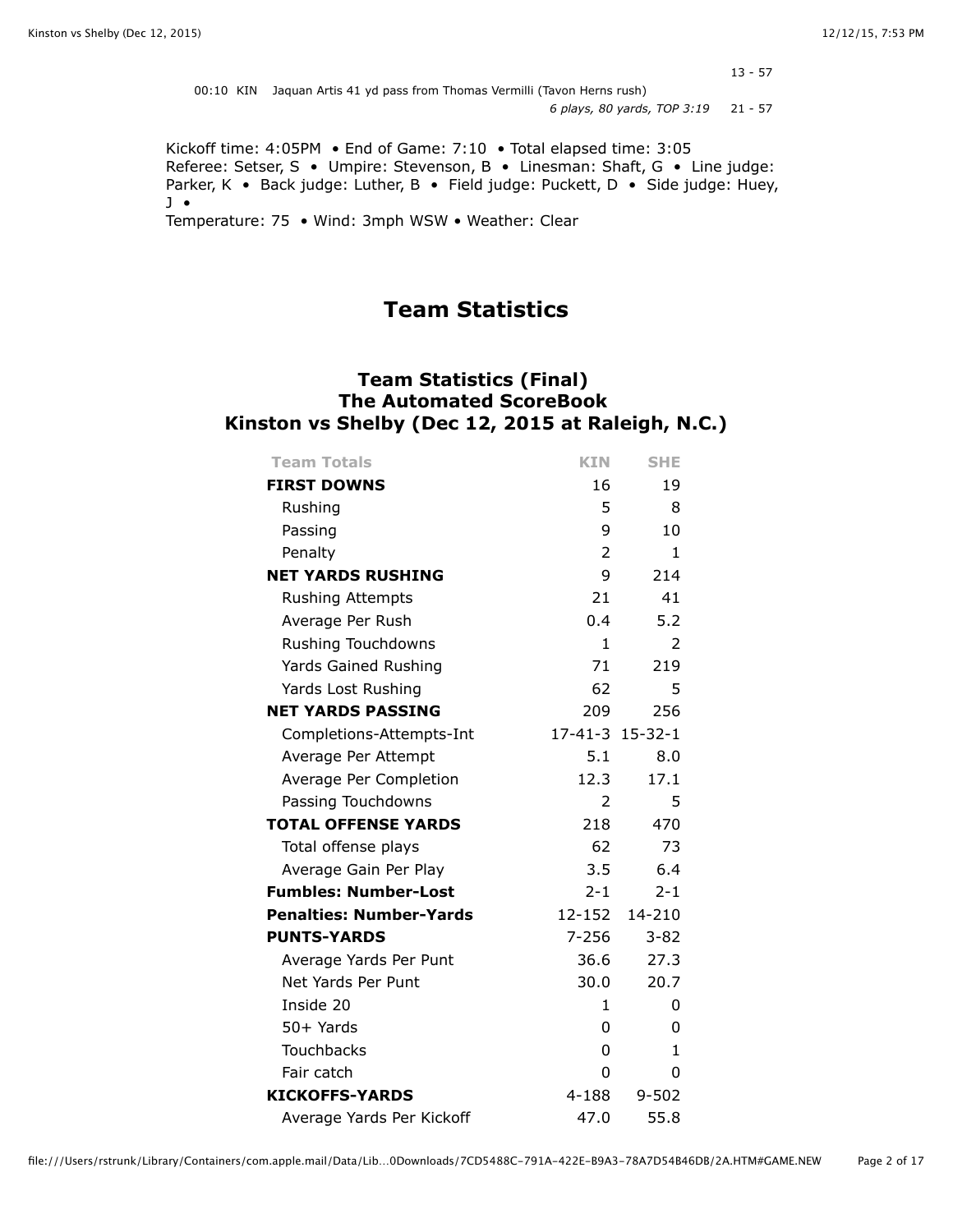13 - 57

00:10 KIN Jaquan Artis 41 yd pass from Thomas Vermilli (Tavon Herns rush)

*6 plays, 80 yards, TOP 3:19* 21 - 57

Kickoff time: 4:05PM • End of Game: 7:10 • Total elapsed time: 3:05
Referee: Setser, S • Umpire: Stevenson, B • Linesman: Shaft, G • Line judge: Parker, K • Back judge: Luther, B • Field judge: Puckett, D • Side judge: Huey, J •
Temperature: 75 • Wind: 3mph WSW • Weather: Clear

# Team Statistics

## Team Statistics (Final)
## The Automated ScoreBook
## Kinston vs Shelby (Dec 12, 2015 at Raleigh, N.C.)

| Team Totals | KIN | SHE |
|---|---|---|
| **FIRST DOWNS** | 16 | 19 |
| Rushing | 5 | 8 |
| Passing | 9 | 10 |
| Penalty | 2 | 1 |
| **NET YARDS RUSHING** | 9 | 214 |
| Rushing Attempts | 21 | 41 |
| Average Per Rush | 0.4 | 5.2 |
| Rushing Touchdowns | 1 | 2 |
| Yards Gained Rushing | 71 | 219 |
| Yards Lost Rushing | 62 | 5 |
| **NET YARDS PASSING** | 209 | 256 |
| Completions-Attempts-Int | 17-41-3 | 15-32-1 |
| Average Per Attempt | 5.1 | 8.0 |
| Average Per Completion | 12.3 | 17.1 |
| Passing Touchdowns | 2 | 5 |
| **TOTAL OFFENSE YARDS** | 218 | 470 |
| Total offense plays | 62 | 73 |
| Average Gain Per Play | 3.5 | 6.4 |
| **Fumbles: Number-Lost** | 2-1 | 2-1 |
| **Penalties: Number-Yards** | 12-152 | 14-210 |
| **PUNTS-YARDS** | 7-256 | 3-82 |
| Average Yards Per Punt | 36.6 | 27.3 |
| Net Yards Per Punt | 30.0 | 20.7 |
| Inside 20 | 1 | 0 |
| 50+ Yards | 0 | 0 |
| Touchbacks | 0 | 1 |
| Fair catch | 0 | 0 |
| **KICKOFFS-YARDS** | 4-188 | 9-502 |
| Average Yards Per Kickoff | 47.0 | 55.8 |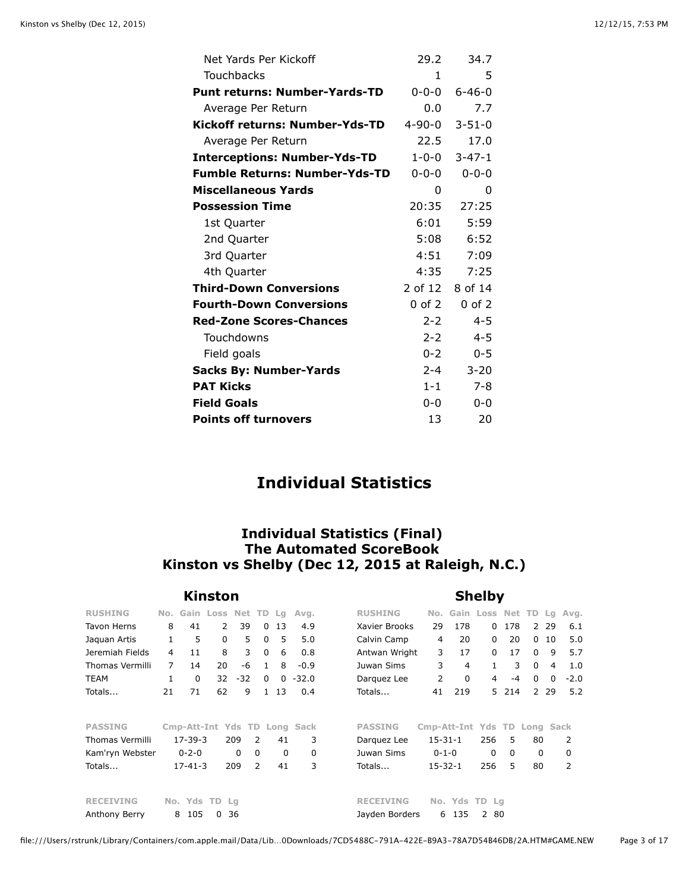| | Kinston | Shelby |
|---|---|---|
| Net Yards Per Kickoff | 29.2 | 34.7 |
| Touchbacks | 1 | 5 |
| **Punt returns: Number-Yards-TD** | 0-0-0 | 6-46-0 |
| Average Per Return | 0.0 | 7.7 |
| **Kickoff returns: Number-Yds-TD** | 4-90-0 | 3-51-0 |
| Average Per Return | 22.5 | 17.0 |
| **Interceptions: Number-Yds-TD** | 1-0-0 | 3-47-1 |
| **Fumble Returns: Number-Yds-TD** | 0-0-0 | 0-0-0 |
| **Miscellaneous Yards** | 0 | 0 |
| **Possession Time** | 20:35 | 27:25 |
| 1st Quarter | 6:01 | 5:59 |
| 2nd Quarter | 5:08 | 6:52 |
| 3rd Quarter | 4:51 | 7:09 |
| 4th Quarter | 4:35 | 7:25 |
| **Third-Down Conversions** | 2 of 12 | 8 of 14 |
| **Fourth-Down Conversions** | 0 of 2 | 0 of 2 |
| **Red-Zone Scores-Chances** | 2-2 | 4-5 |
| Touchdowns | 2-2 | 4-5 |
| Field goals | 0-2 | 0-5 |
| **Sacks By: Number-Yards** | 2-4 | 3-20 |
| **PAT Kicks** | 1-1 | 7-8 |
| **Field Goals** | 0-0 | 0-0 |
| **Points off turnovers** | 13 | 20 |

# Individual Statistics

## Individual Statistics (Final)
## The Automated ScoreBook
## Kinston vs Shelby (Dec 12, 2015 at Raleigh, N.C.)

### Kinston

| RUSHING | No. | Gain | Loss | Net | TD | Lg | Avg. |
|---|---|---|---|---|---|---|---|
| Tavon Herns | 8 | 41 | 2 | 39 | 0 | 13 | 4.9 |
| Jaquan Artis | 1 | 5 | 0 | 5 | 0 | 5 | 5.0 |
| Jeremiah Fields | 4 | 11 | 8 | 3 | 0 | 6 | 0.8 |
| Thomas Vermilli | 7 | 14 | 20 | -6 | 1 | 8 | -0.9 |
| TEAM | 1 | 0 | 32 | -32 | 0 | 0 | -32.0 |
| Totals... | 21 | 71 | 62 | 9 | 1 | 13 | 0.4 |

| PASSING | Cmp-Att-Int | Yds | TD | Long | Sack |
|---|---|---|---|---|---|
| Thomas Vermilli | 17-39-3 | 209 | 2 | 41 | 3 |
| Kam'ryn Webster | 0-2-0 | 0 | 0 | 0 | 0 |
| Totals... | 17-41-3 | 209 | 2 | 41 | 3 |

| RECEIVING | No. | Yds | TD | Lg |
|---|---|---|---|---|
| Anthony Berry | 8 | 105 | 0 | 36 |

### Shelby

| RUSHING | No. | Gain | Loss | Net | TD | Lg | Avg. |
|---|---|---|---|---|---|---|---|
| Xavier Brooks | 29 | 178 | 0 | 178 | 2 | 29 | 6.1 |
| Calvin Camp | 4 | 20 | 0 | 20 | 0 | 10 | 5.0 |
| Antwan Wright | 3 | 17 | 0 | 17 | 0 | 9 | 5.7 |
| Juwan Sims | 3 | 4 | 1 | 3 | 0 | 4 | 1.0 |
| Darquez Lee | 2 | 0 | 4 | -4 | 0 | 0 | -2.0 |
| Totals... | 41 | 219 | 5 | 214 | 2 | 29 | 5.2 |

| PASSING | Cmp-Att-Int | Yds | TD | Long | Sack |
|---|---|---|---|---|---|
| Darquez Lee | 15-31-1 | 256 | 5 | 80 | 2 |
| Juwan Sims | 0-1-0 | 0 | 0 | 0 | 0 |
| Totals... | 15-32-1 | 256 | 5 | 80 | 2 |

| RECEIVING | No. | Yds | TD | Lg |
|---|---|---|---|---|
| Jayden Borders | 6 | 135 | 2 | 80 |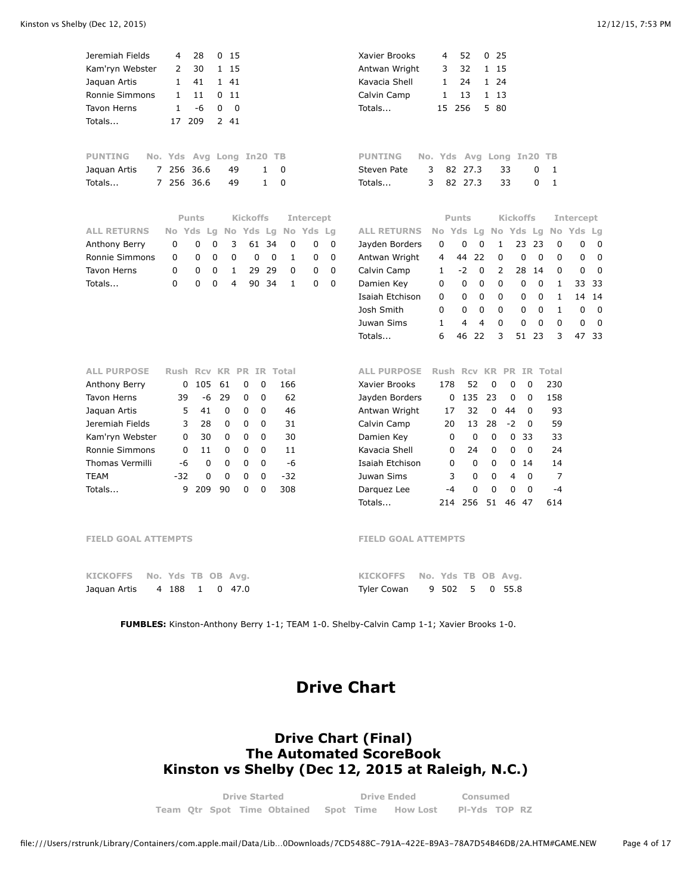| | | | | |
|---|---|---|---|---|
| Jeremiah Fields | 4 | 28 | 0 | 15 |
| Kam'ryn Webster | 2 | 30 | 1 | 15 |
| Jaquan Artis | 1 | 41 | 1 | 41 |
| Ronnie Simmons | 1 | 11 | 0 | 11 |
| Tavon Herns | 1 | -6 | 0 | 0 |
| Totals... | 17 | 209 | 2 | 41 |

| | | | | |
|---|---|---|---|---|
| Xavier Brooks | 4 | 52 | 0 | 25 |
| Antwan Wright | 3 | 32 | 1 | 15 |
| Kavacia Shell | 1 | 24 | 1 | 24 |
| Calvin Camp | 1 | 13 | 1 | 13 |
| Totals... | 15 | 256 | 5 | 80 |

| PUNTING | No. | Yds | Avg | Long | In20 | TB |
|---|---|---|---|---|---|---|
| Jaquan Artis | 7 | 256 | 36.6 | 49 | 1 | 0 |
| Totals... | 7 | 256 | 36.6 | 49 | 1 | 0 |

| PUNTING | No. | Yds | Avg | Long | In20 | TB |
|---|---|---|---|---|---|---|
| Steven Pate | 3 | 82 | 27.3 | 33 | 0 | 1 |
| Totals... | 3 | 82 | 27.3 | 33 | 0 | 1 |

| | Punts | | | Kickoffs | | | Intercept | | |
|---|---|---|---|---|---|---|---|---|---|
| ALL RETURNS | No | Yds | Lg | No | Yds | Lg | No | Yds | Lg |
| Anthony Berry | 0 | 0 | 0 | 3 | 61 | 34 | 0 | 0 | 0 |
| Ronnie Simmons | 0 | 0 | 0 | 0 | 0 | 0 | 1 | 0 | 0 |
| Tavon Herns | 0 | 0 | 0 | 1 | 29 | 29 | 0 | 0 | 0 |
| Totals... | 0 | 0 | 0 | 4 | 90 | 34 | 1 | 0 | 0 |

| | Punts | | | Kickoffs | | | Intercept | | |
|---|---|---|---|---|---|---|---|---|---|
| ALL RETURNS | No | Yds | Lg | No | Yds | Lg | No | Yds | Lg |
| Jayden Borders | 0 | 0 | 0 | 1 | 23 | 23 | 0 | 0 | 0 |
| Antwan Wright | 4 | 44 | 22 | 0 | 0 | 0 | 0 | 0 | 0 |
| Calvin Camp | 1 | -2 | 0 | 2 | 28 | 14 | 0 | 0 | 0 |
| Damien Key | 0 | 0 | 0 | 0 | 0 | 0 | 1 | 33 | 33 |
| Isaiah Etchison | 0 | 0 | 0 | 0 | 0 | 0 | 1 | 14 | 14 |
| Josh Smith | 0 | 0 | 0 | 0 | 0 | 0 | 1 | 0 | 0 |
| Juwan Sims | 1 | 4 | 4 | 0 | 0 | 0 | 0 | 0 | 0 |
| Totals... | 6 | 46 | 22 | 3 | 51 | 23 | 3 | 47 | 33 |

| ALL PURPOSE | Rush | Rcv | KR | PR | IR | Total |
|---|---|---|---|---|---|---|
| Anthony Berry | 0 | 105 | 61 | 0 | 0 | 166 |
| Tavon Herns | 39 | -6 | 29 | 0 | 0 | 62 |
| Jaquan Artis | 5 | 41 | 0 | 0 | 0 | 46 |
| Jeremiah Fields | 3 | 28 | 0 | 0 | 0 | 31 |
| Kam'ryn Webster | 0 | 30 | 0 | 0 | 0 | 30 |
| Ronnie Simmons | 0 | 11 | 0 | 0 | 0 | 11 |
| Thomas Vermilli | -6 | 0 | 0 | 0 | 0 | -6 |
| TEAM | -32 | 0 | 0 | 0 | 0 | -32 |
| Totals... | 9 | 209 | 90 | 0 | 0 | 308 |

| ALL PURPOSE | Rush | Rcv | KR | PR | IR | Total |
|---|---|---|---|---|---|---|
| Xavier Brooks | 178 | 52 | 0 | 0 | 0 | 230 |
| Jayden Borders | 0 | 135 | 23 | 0 | 0 | 158 |
| Antwan Wright | 17 | 32 | 0 | 44 | 0 | 93 |
| Calvin Camp | 20 | 13 | 28 | -2 | 0 | 59 |
| Damien Key | 0 | 0 | 0 | 0 | 33 | 33 |
| Kavacia Shell | 0 | 24 | 0 | 0 | 0 | 24 |
| Isaiah Etchison | 0 | 0 | 0 | 0 | 14 | 14 |
| Juwan Sims | 3 | 0 | 0 | 4 | 0 | 7 |
| Darquez Lee | -4 | 0 | 0 | 0 | 0 | -4 |
| Totals... | 214 | 256 | 51 | 46 | 47 | 614 |

FIELD GOAL ATTEMPTS

FIELD GOAL ATTEMPTS

| KICKOFFS | No. | Yds | TB | OB | Avg. |
|---|---|---|---|---|---|
| Jaquan Artis | 4 | 188 | 1 | 0 | 47.0 |

| KICKOFFS | No. | Yds | TB | OB | Avg. |
|---|---|---|---|---|---|
| Tyler Cowan | 9 | 502 | 5 | 0 | 55.8 |

**FUMBLES:** Kinston-Anthony Berry 1-1; TEAM 1-0. Shelby-Calvin Camp 1-1; Xavier Brooks 1-0.

# Drive Chart

## Drive Chart (Final)
## The Automated ScoreBook
## Kinston vs Shelby (Dec 12, 2015 at Raleigh, N.C.)

| | | Drive Started | | | Drive Ended | | | Consumed | | |
|---|---|---|---|---|---|---|---|---|---|---|
| Team | Qtr | Spot | Time | Obtained | Spot | Time | How Lost | Pl-Yds | TOP | RZ |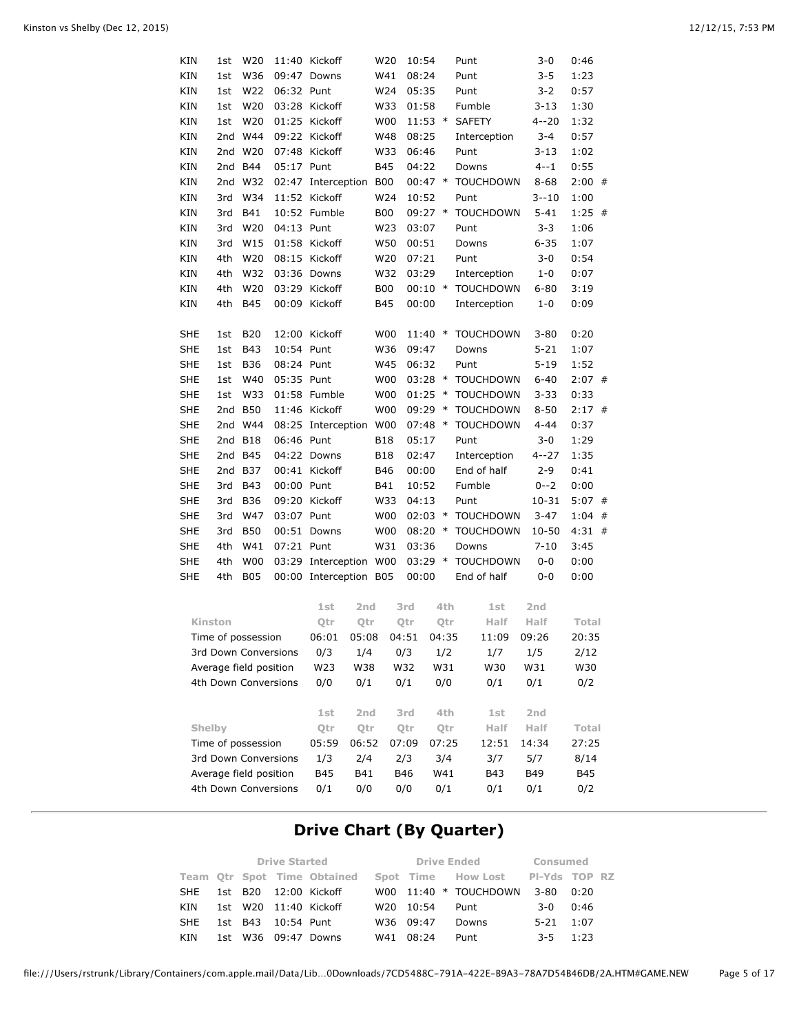| Team | Qtr | Spot | Time | Obtained | Spot | Time | | How Lost | Pl-Yds | TOP | RZ |
|---|---|---|---|---|---|---|---|---|---|---|---|
| KIN | 1st | W20 | 11:40 | Kickoff | W20 | 10:54 | | Punt | 3-0 | 0:46 | |
| KIN | 1st | W36 | 09:47 | Downs | W41 | 08:24 | | Punt | 3-5 | 1:23 | |
| KIN | 1st | W22 | 06:32 | Punt | W24 | 05:35 | | Punt | 3-2 | 0:57 | |
| KIN | 1st | W20 | 03:28 | Kickoff | W33 | 01:58 | | Fumble | 3-13 | 1:30 | |
| KIN | 1st | W20 | 01:25 | Kickoff | W00 | 11:53 | * | SAFETY | 4--20 | 1:32 | |
| KIN | 2nd | W44 | 09:22 | Kickoff | W48 | 08:25 | | Interception | 3-4 | 0:57 | |
| KIN | 2nd | W20 | 07:48 | Kickoff | W33 | 06:46 | | Punt | 3-13 | 1:02 | |
| KIN | 2nd | B44 | 05:17 | Punt | B45 | 04:22 | | Downs | 4--1 | 0:55 | |
| KIN | 2nd | W32 | 02:47 | Interception | B00 | 00:47 | * | TOUCHDOWN | 8-68 | 2:00 | # |
| KIN | 3rd | W34 | 11:52 | Kickoff | W24 | 10:52 | | Punt | 3--10 | 1:00 | |
| KIN | 3rd | B41 | 10:52 | Fumble | B00 | 09:27 | * | TOUCHDOWN | 5-41 | 1:25 | # |
| KIN | 3rd | W20 | 04:13 | Punt | W23 | 03:07 | | Punt | 3-3 | 1:06 | |
| KIN | 3rd | W15 | 01:58 | Kickoff | W50 | 00:51 | | Downs | 6-35 | 1:07 | |
| KIN | 4th | W20 | 08:15 | Kickoff | W20 | 07:21 | | Punt | 3-0 | 0:54 | |
| KIN | 4th | W32 | 03:36 | Downs | W32 | 03:29 | | Interception | 1-0 | 0:07 | |
| KIN | 4th | W20 | 03:29 | Kickoff | B00 | 00:10 | * | TOUCHDOWN | 6-80 | 3:19 | |
| KIN | 4th | B45 | 00:09 | Kickoff | B45 | 00:00 | | Interception | 1-0 | 0:09 | |
| SHE | 1st | B20 | 12:00 | Kickoff | W00 | 11:40 | * | TOUCHDOWN | 3-80 | 0:20 | |
| SHE | 1st | B43 | 10:54 | Punt | W36 | 09:47 | | Downs | 5-21 | 1:07 | |
| SHE | 1st | B36 | 08:24 | Punt | W45 | 06:32 | | Punt | 5-19 | 1:52 | |
| SHE | 1st | W40 | 05:35 | Punt | W00 | 03:28 | * | TOUCHDOWN | 6-40 | 2:07 | # |
| SHE | 1st | W33 | 01:58 | Fumble | W00 | 01:25 | * | TOUCHDOWN | 3-33 | 0:33 | |
| SHE | 2nd | B50 | 11:46 | Kickoff | W00 | 09:29 | * | TOUCHDOWN | 8-50 | 2:17 | # |
| SHE | 2nd | W44 | 08:25 | Interception | W00 | 07:48 | * | TOUCHDOWN | 4-44 | 0:37 | |
| SHE | 2nd | B18 | 06:46 | Punt | B18 | 05:17 | | Punt | 3-0 | 1:29 | |
| SHE | 2nd | B45 | 04:22 | Downs | B18 | 02:47 | | Interception | 4--27 | 1:35 | |
| SHE | 2nd | B37 | 00:41 | Kickoff | B46 | 00:00 | | End of half | 2-9 | 0:41 | |
| SHE | 3rd | B43 | 00:00 | Punt | B41 | 10:52 | | Fumble | 0--2 | 0:00 | |
| SHE | 3rd | B36 | 09:20 | Kickoff | W33 | 04:13 | | Punt | 10-31 | 5:07 | # |
| SHE | 3rd | W47 | 03:07 | Punt | W00 | 02:03 | * | TOUCHDOWN | 3-47 | 1:04 | # |
| SHE | 3rd | B50 | 00:51 | Downs | W00 | 08:20 | * | TOUCHDOWN | 10-50 | 4:31 | # |
| SHE | 4th | W41 | 07:21 | Punt | W31 | 03:36 | | Downs | 7-10 | 3:45 | |
| SHE | 4th | W00 | 03:29 | Interception | W00 | 03:29 | * | TOUCHDOWN | 0-0 | 0:00 | |
| SHE | 4th | B05 | 00:00 | Interception | B05 | 00:00 | | End of half | 0-0 | 0:00 | |

| Kinston | 1st Qtr | 2nd Qtr | 3rd Qtr | 4th Qtr | 1st Half | 2nd Half | Total |
|---|---|---|---|---|---|---|---|
| Time of possession | 06:01 | 05:08 | 04:51 | 04:35 | 11:09 | 09:26 | 20:35 |
| 3rd Down Conversions | 0/3 | 1/4 | 0/3 | 1/2 | 1/7 | 1/5 | 2/12 |
| Average field position | W23 | W38 | W32 | W31 | W30 | W31 | W30 |
| 4th Down Conversions | 0/0 | 0/1 | 0/1 | 0/0 | 0/1 | 0/1 | 0/2 |

| Shelby | 1st Qtr | 2nd Qtr | 3rd Qtr | 4th Qtr | 1st Half | 2nd Half | Total |
|---|---|---|---|---|---|---|---|
| Time of possession | 05:59 | 06:52 | 07:09 | 07:25 | 12:51 | 14:34 | 27:25 |
| 3rd Down Conversions | 1/3 | 2/4 | 2/3 | 3/4 | 3/7 | 5/7 | 8/14 |
| Average field position | B45 | B41 | B46 | W41 | B43 | B49 | B45 |
| 4th Down Conversions | 0/1 | 0/0 | 0/0 | 0/1 | 0/1 | 0/1 | 0/2 |

## Drive Chart (By Quarter)

| | | Drive Started | | | Drive Ended | | | | Consumed | | |
|---|---|---|---|---|---|---|---|---|---|---|---|
| Team | Qtr | Spot | Time | Obtained | Spot | Time | | How Lost | Pl-Yds | TOP | RZ |
| SHE | 1st | B20 | 12:00 | Kickoff | W00 | 11:40 | * | TOUCHDOWN | 3-80 | 0:20 | |
| KIN | 1st | W20 | 11:40 | Kickoff | W20 | 10:54 | | Punt | 3-0 | 0:46 | |
| SHE | 1st | B43 | 10:54 | Punt | W36 | 09:47 | | Downs | 5-21 | 1:07 | |
| KIN | 1st | W36 | 09:47 | Downs | W41 | 08:24 | | Punt | 3-5 | 1:23 | |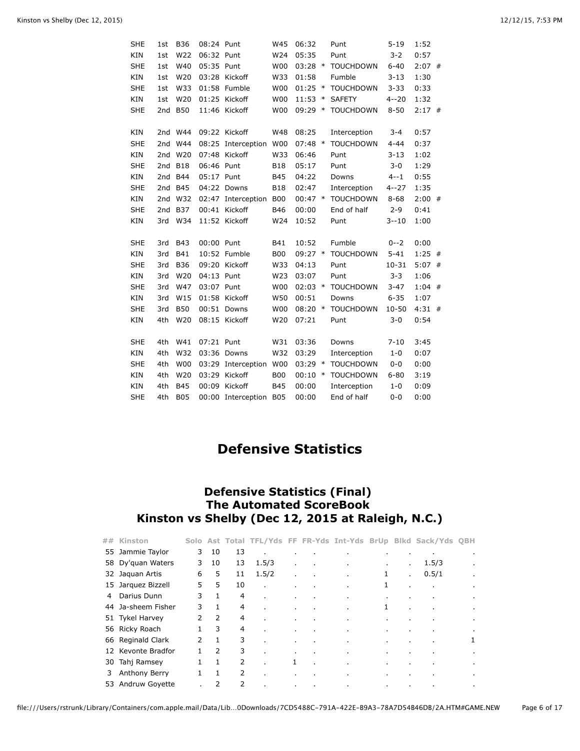| Team | Qtr | Start | Time | Obtained | End | Time | | How Lost | Pl-Yds | TOP | |
|---|---|---|---|---|---|---|---|---|---|---|---|
| SHE | 1st | B36 | 08:24 | Punt | W45 | 06:32 | | Punt | 5-19 | 1:52 | |
| KIN | 1st | W22 | 06:32 | Punt | W24 | 05:35 | | Punt | 3-2 | 0:57 | |
| SHE | 1st | W40 | 05:35 | Punt | W00 | 03:28 | * | TOUCHDOWN | 6-40 | 2:07 | # |
| KIN | 1st | W20 | 03:28 | Kickoff | W33 | 01:58 | | Fumble | 3-13 | 1:30 | |
| SHE | 1st | W33 | 01:58 | Fumble | W00 | 01:25 | * | TOUCHDOWN | 3-33 | 0:33 | |
| KIN | 1st | W20 | 01:25 | Kickoff | W00 | 11:53 | * | SAFETY | 4--20 | 1:32 | |
| SHE | 2nd | B50 | 11:46 | Kickoff | W00 | 09:29 | * | TOUCHDOWN | 8-50 | 2:17 | # |
| KIN | 2nd | W44 | 09:22 | Kickoff | W48 | 08:25 | | Interception | 3-4 | 0:57 | |
| SHE | 2nd | W44 | 08:25 | Interception | W00 | 07:48 | * | TOUCHDOWN | 4-44 | 0:37 | |
| KIN | 2nd | W20 | 07:48 | Kickoff | W33 | 06:46 | | Punt | 3-13 | 1:02 | |
| SHE | 2nd | B18 | 06:46 | Punt | B18 | 05:17 | | Punt | 3-0 | 1:29 | |
| KIN | 2nd | B44 | 05:17 | Punt | B45 | 04:22 | | Downs | 4--1 | 0:55 | |
| SHE | 2nd | B45 | 04:22 | Downs | B18 | 02:47 | | Interception | 4--27 | 1:35 | |
| KIN | 2nd | W32 | 02:47 | Interception | B00 | 00:47 | * | TOUCHDOWN | 8-68 | 2:00 | # |
| SHE | 2nd | B37 | 00:41 | Kickoff | B46 | 00:00 | | End of half | 2-9 | 0:41 | |
| KIN | 3rd | W34 | 11:52 | Kickoff | W24 | 10:52 | | Punt | 3--10 | 1:00 | |
| SHE | 3rd | B43 | 00:00 | Punt | B41 | 10:52 | | Fumble | 0--2 | 0:00 | |
| KIN | 3rd | B41 | 10:52 | Fumble | B00 | 09:27 | * | TOUCHDOWN | 5-41 | 1:25 | # |
| SHE | 3rd | B36 | 09:20 | Kickoff | W33 | 04:13 | | Punt | 10-31 | 5:07 | # |
| KIN | 3rd | W20 | 04:13 | Punt | W23 | 03:07 | | Punt | 3-3 | 1:06 | |
| SHE | 3rd | W47 | 03:07 | Punt | W00 | 02:03 | * | TOUCHDOWN | 3-47 | 1:04 | # |
| KIN | 3rd | W15 | 01:58 | Kickoff | W50 | 00:51 | | Downs | 6-35 | 1:07 | |
| SHE | 3rd | B50 | 00:51 | Downs | W00 | 08:20 | * | TOUCHDOWN | 10-50 | 4:31 | # |
| KIN | 4th | W20 | 08:15 | Kickoff | W20 | 07:21 | | Punt | 3-0 | 0:54 | |
| SHE | 4th | W41 | 07:21 | Punt | W31 | 03:36 | | Downs | 7-10 | 3:45 | |
| KIN | 4th | W32 | 03:36 | Downs | W32 | 03:29 | | Interception | 1-0 | 0:07 | |
| SHE | 4th | W00 | 03:29 | Interception | W00 | 03:29 | * | TOUCHDOWN | 0-0 | 0:00 | |
| KIN | 4th | W20 | 03:29 | Kickoff | B00 | 00:10 | * | TOUCHDOWN | 6-80 | 3:19 | |
| KIN | 4th | B45 | 00:09 | Kickoff | B45 | 00:00 | | Interception | 1-0 | 0:09 | |
| SHE | 4th | B05 | 00:00 | Interception | B05 | 00:00 | | End of half | 0-0 | 0:00 | |

## Defensive Statistics

### Defensive Statistics (Final)
### The Automated ScoreBook
### Kinston vs Shelby (Dec 12, 2015 at Raleigh, N.C.)

| ## | Kinston | Solo | Ast | Total | TFL/Yds | FF | FR-Yds | Int-Yds | BrUp | Blkd | Sack/Yds | QBH |
|---|---|---|---|---|---|---|---|---|---|---|---|---|
| 55 | Jammie Taylor | 3 | 10 | 13 | . | . | . | . | . | . | . | . |
| 58 | Dy'quan Waters | 3 | 10 | 13 | 1.5/3 | . | . | . | . | . | 1.5/3 | . |
| 32 | Jaquan Artis | 6 | 5 | 11 | 1.5/2 | . | . | . | 1 | . | 0.5/1 | . |
| 15 | Jarquez Bizzell | 5 | 5 | 10 | . | . | . | . | 1 | . | . | . |
| 4 | Darius Dunn | 3 | 1 | 4 | . | . | . | . | . | . | . | . |
| 44 | Ja-sheem Fisher | 3 | 1 | 4 | . | . | . | . | 1 | . | . | . |
| 51 | Tykel Harvey | 2 | 2 | 4 | . | . | . | . | . | . | . | . |
| 56 | Ricky Roach | 1 | 3 | 4 | . | . | . | . | . | . | . | . |
| 66 | Reginald Clark | 2 | 1 | 3 | . | . | . | . | . | . | . | 1 |
| 12 | Kevonte Bradfor | 1 | 2 | 3 | . | . | . | . | . | . | . | . |
| 30 | Tahj Ramsey | 1 | 1 | 2 | . | 1 | . | . | . | . | . | . |
| 3 | Anthony Berry | 1 | 1 | 2 | . | . | . | . | . | . | . | . |
| 53 | Andruw Goyette | . | 2 | 2 | . | . | . | . | . | . | . | . |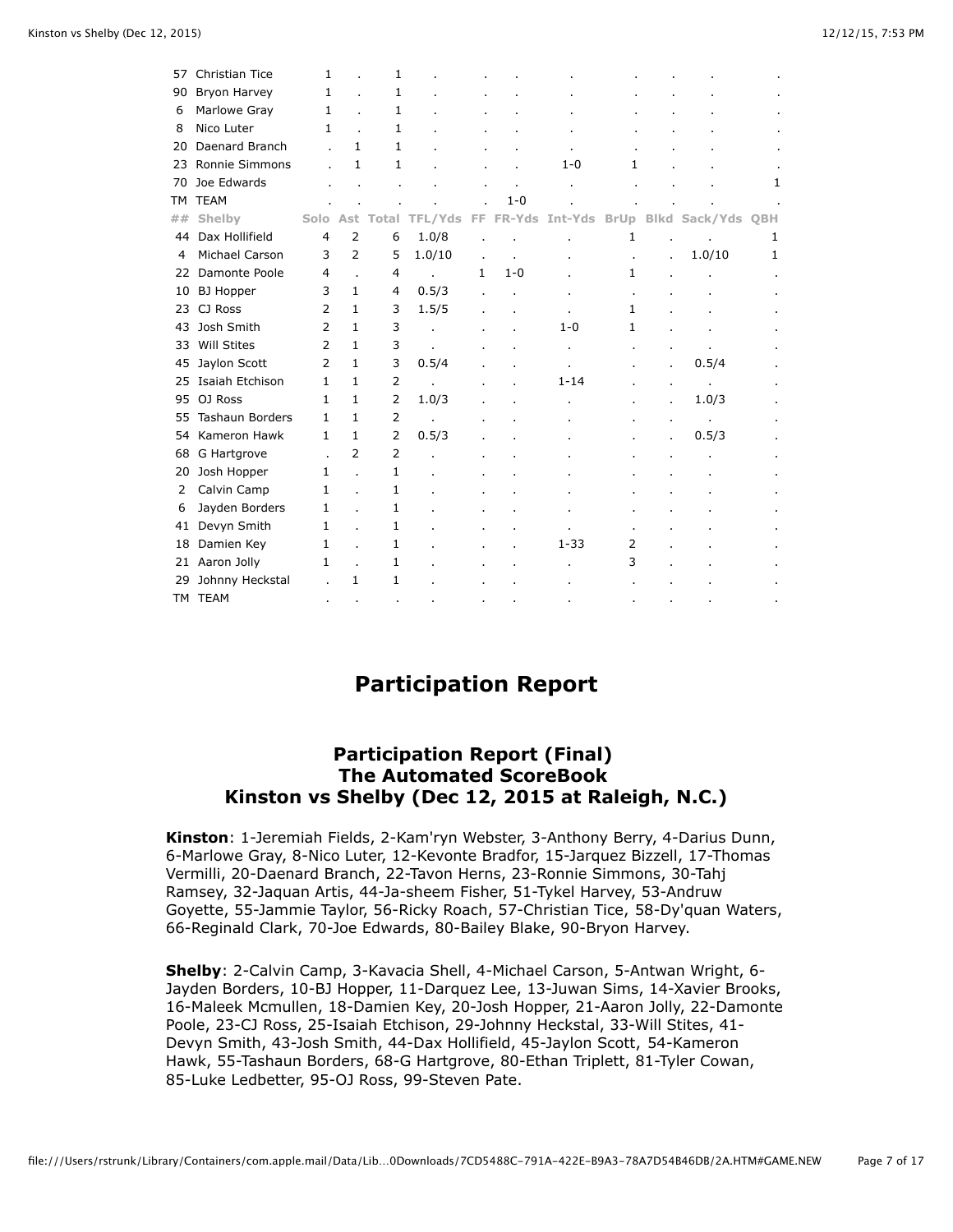| ## | Kinston | Solo | Ast | Total | TFL/Yds | FF | FR-Yds | Int-Yds | BrUp | Blkd | Sack/Yds | QBH |
|---|---|---|---|---|---|---|---|---|---|---|---|---|
| 57 | Christian Tice | 1 | . | 1 | . | . | . | . | . | . | . | . |
| 90 | Bryon Harvey | 1 | . | 1 | . | . | . | . | . | . | . | . |
| 6 | Marlowe Gray | 1 | . | 1 | . | . | . | . | . | . | . | . |
| 8 | Nico Luter | 1 | . | 1 | . | . | . | . | . | . | . | . |
| 20 | Daenard Branch | . | 1 | 1 | . | . | . | . | . | . | . | . |
| 23 | Ronnie Simmons | . | 1 | 1 | . | . | . | 1-0 | 1 | . | . | . |
| 70 | Joe Edwards | . | . | . | . | . | . | . | . | . | . | 1 |
| TM | TEAM | . | . | . | . | . | 1-0 | . | . | . | . | . |

| ## | Shelby | Solo | Ast | Total | TFL/Yds | FF | FR-Yds | Int-Yds | BrUp | Blkd | Sack/Yds | QBH |
|---|---|---|---|---|---|---|---|---|---|---|---|---|
| 44 | Dax Hollifield | 4 | 2 | 6 | 1.0/8 | . | . | . | 1 | . | . | 1 |
| 4 | Michael Carson | 3 | 2 | 5 | 1.0/10 | . | . | . | . | . | 1.0/10 | 1 |
| 22 | Damonte Poole | 4 | . | 4 | . | 1 | 1-0 | . | 1 | . | . | . |
| 10 | BJ Hopper | 3 | 1 | 4 | 0.5/3 | . | . | . | . | . | . | . |
| 23 | CJ Ross | 2 | 1 | 3 | 1.5/5 | . | . | . | 1 | . | . | . |
| 43 | Josh Smith | 2 | 1 | 3 | . | . | . | 1-0 | 1 | . | . | . |
| 33 | Will Stites | 2 | 1 | 3 | . | . | . | . | . | . | . | . |
| 45 | Jaylon Scott | 2 | 1 | 3 | 0.5/4 | . | . | . | . | . | 0.5/4 | . |
| 25 | Isaiah Etchison | 1 | 1 | 2 | . | . | . | 1-14 | . | . | . | . |
| 95 | OJ Ross | 1 | 1 | 2 | 1.0/3 | . | . | . | . | . | 1.0/3 | . |
| 55 | Tashaun Borders | 1 | 1 | 2 | . | . | . | . | . | . | . | . |
| 54 | Kameron Hawk | 1 | 1 | 2 | 0.5/3 | . | . | . | . | . | 0.5/3 | . |
| 68 | G Hartgrove | . | 2 | 2 | . | . | . | . | . | . | . | . |
| 20 | Josh Hopper | 1 | . | 1 | . | . | . | . | . | . | . | . |
| 2 | Calvin Camp | 1 | . | 1 | . | . | . | . | . | . | . | . |
| 6 | Jayden Borders | 1 | . | 1 | . | . | . | . | . | . | . | . |
| 41 | Devyn Smith | 1 | . | 1 | . | . | . | . | . | . | . | . |
| 18 | Damien Key | 1 | . | 1 | . | . | . | 1-33 | 2 | . | . | . |
| 21 | Aaron Jolly | 1 | . | 1 | . | . | . | . | 3 | . | . | . |
| 29 | Johnny Heckstal | . | 1 | 1 | . | . | . | . | . | . | . | . |
| TM | TEAM | . | . | . | . | . | . | . | . | . | . | . |

# Participation Report

## Participation Report (Final)
## The Automated ScoreBook
## Kinston vs Shelby (Dec 12, 2015 at Raleigh, N.C.)

**Kinston**: 1-Jeremiah Fields, 2-Kam'ryn Webster, 3-Anthony Berry, 4-Darius Dunn, 6-Marlowe Gray, 8-Nico Luter, 12-Kevonte Bradfor, 15-Jarquez Bizzell, 17-Thomas Vermilli, 20-Daenard Branch, 22-Tavon Herns, 23-Ronnie Simmons, 30-Tahj Ramsey, 32-Jaquan Artis, 44-Ja-sheem Fisher, 51-Tykel Harvey, 53-Andruw Goyette, 55-Jammie Taylor, 56-Ricky Roach, 57-Christian Tice, 58-Dy'quan Waters, 66-Reginald Clark, 70-Joe Edwards, 80-Bailey Blake, 90-Bryon Harvey.

**Shelby**: 2-Calvin Camp, 3-Kavacia Shell, 4-Michael Carson, 5-Antwan Wright, 6-Jayden Borders, 10-BJ Hopper, 11-Darquez Lee, 13-Juwan Sims, 14-Xavier Brooks, 16-Maleek Mcmullen, 18-Damien Key, 20-Josh Hopper, 21-Aaron Jolly, 22-Damonte Poole, 23-CJ Ross, 25-Isaiah Etchison, 29-Johnny Heckstal, 33-Will Stites, 41-Devyn Smith, 43-Josh Smith, 44-Dax Hollifield, 45-Jaylon Scott, 54-Kameron Hawk, 55-Tashaun Borders, 68-G Hartgrove, 80-Ethan Triplett, 81-Tyler Cowan, 85-Luke Ledbetter, 95-OJ Ross, 99-Steven Pate.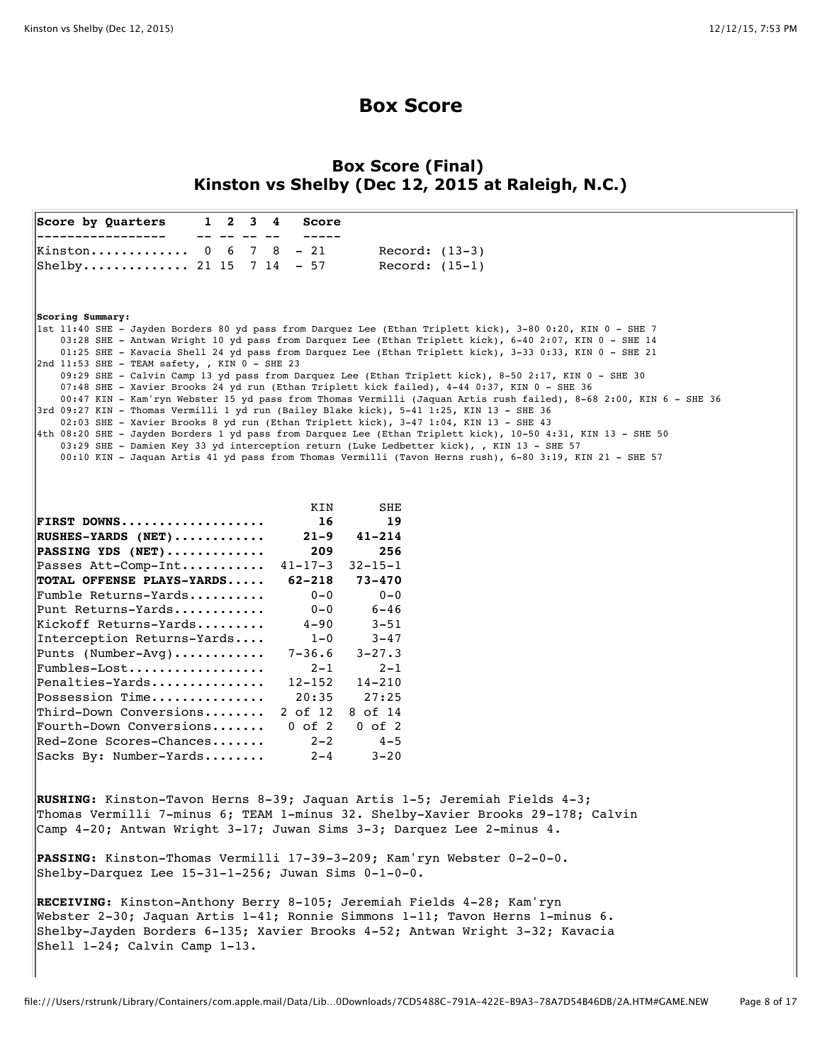# Box Score

## Box Score (Final)
## Kinston vs Shelby (Dec 12, 2015 at Raleigh, N.C.)

| Score by Quarters | 1 | 2 | 3 | 4 | Score | |
|---|---|---|---|---|---|---|
| Kinston | 0 | 6 | 7 | 8 | 21 | Record: (13-3) |
| Shelby | 21 | 15 | 7 | 14 | 57 | Record: (15-1) |

**Scoring Summary:**

1st 11:40 SHE - Jayden Borders 80 yd pass from Darquez Lee (Ethan Triplett kick), 3-80 0:20, KIN 0 - SHE 7
03:28 SHE - Antwan Wright 10 yd pass from Darquez Lee (Ethan Triplett kick), 6-40 2:07, KIN 0 - SHE 14
01:25 SHE - Kavacia Shell 24 yd pass from Darquez Lee (Ethan Triplett kick), 3-33 0:33, KIN 0 - SHE 21
2nd 11:53 SHE - TEAM safety, , KIN 0 - SHE 23
09:29 SHE - Calvin Camp 13 yd pass from Darquez Lee (Ethan Triplett kick), 8-50 2:17, KIN 0 - SHE 30
07:48 SHE - Xavier Brooks 24 yd run (Ethan Triplett kick failed), 4-44 0:37, KIN 0 - SHE 36
00:47 KIN - Kam'ryn Webster 15 yd pass from Thomas Vermilli (Jaquan Artis rush failed), 8-68 2:00, KIN 6 - SHE 36
3rd 09:27 KIN - Thomas Vermilli 1 yd run (Bailey Blake kick), 5-41 1:25, KIN 13 - SHE 36
02:03 SHE - Xavier Brooks 8 yd run (Ethan Triplett kick), 3-47 1:04, KIN 13 - SHE 43
4th 08:20 SHE - Jayden Borders 1 yd pass from Darquez Lee (Ethan Triplett kick), 10-50 4:31, KIN 13 - SHE 50
03:29 SHE - Damien Key 33 yd interception return (Luke Ledbetter kick), , KIN 13 - SHE 57
00:10 KIN - Jaquan Artis 41 yd pass from Thomas Vermilli (Tavon Herns rush), 6-80 3:19, KIN 21 - SHE 57

| | KIN | SHE |
|---|---|---|
| **FIRST DOWNS** | **16** | **19** |
| **RUSHES-YARDS (NET)** | **21-9** | **41-214** |
| **PASSING YDS (NET)** | **209** | **256** |
| Passes Att-Comp-Int | 41-17-3 | 32-15-1 |
| **TOTAL OFFENSE PLAYS-YARDS** | **62-218** | **73-470** |
| Fumble Returns-Yards | 0-0 | 0-0 |
| Punt Returns-Yards | 0-0 | 6-46 |
| Kickoff Returns-Yards | 4-90 | 3-51 |
| Interception Returns-Yards | 1-0 | 3-47 |
| Punts (Number-Avg) | 7-36.6 | 3-27.3 |
| Fumbles-Lost | 2-1 | 2-1 |
| Penalties-Yards | 12-152 | 14-210 |
| Possession Time | 20:35 | 27:25 |
| Third-Down Conversions | 2 of 12 | 8 of 14 |
| Fourth-Down Conversions | 0 of 2 | 0 of 2 |
| Red-Zone Scores-Chances | 2-2 | 4-5 |
| Sacks By: Number-Yards | 2-4 | 3-20 |

**RUSHING:** Kinston-Tavon Herns 8-39; Jaquan Artis 1-5; Jeremiah Fields 4-3; Thomas Vermilli 7-minus 6; TEAM 1-minus 32. Shelby-Xavier Brooks 29-178; Calvin Camp 4-20; Antwan Wright 3-17; Juwan Sims 3-3; Darquez Lee 2-minus 4.

**PASSING:** Kinston-Thomas Vermilli 17-39-3-209; Kam'ryn Webster 0-2-0-0. Shelby-Darquez Lee 15-31-1-256; Juwan Sims 0-1-0-0.

**RECEIVING:** Kinston-Anthony Berry 8-105; Jeremiah Fields 4-28; Kam'ryn Webster 2-30; Jaquan Artis 1-41; Ronnie Simmons 1-11; Tavon Herns 1-minus 6. Shelby-Jayden Borders 6-135; Xavier Brooks 4-52; Antwan Wright 3-32; Kavacia Shell 1-24; Calvin Camp 1-13.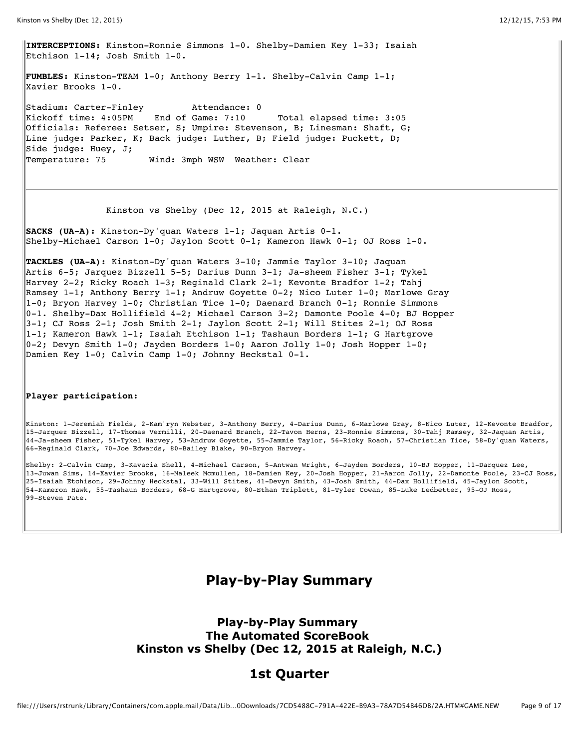**INTERCEPTIONS:** Kinston-Ronnie Simmons 1-0. Shelby-Damien Key 1-33; Isaiah Etchison 1-14; Josh Smith 1-0.

**FUMBLES:** Kinston-TEAM 1-0; Anthony Berry 1-1. Shelby-Calvin Camp 1-1; Xavier Brooks 1-0.

Stadium: Carter-Finley Attendance: 0
Kickoff time: 4:05PM End of Game: 7:10 Total elapsed time: 3:05
Officials: Referee: Setser, S; Umpire: Stevenson, B; Linesman: Shaft, G; Line judge: Parker, K; Back judge: Luther, B; Field judge: Puckett, D; Side judge: Huey, J;
Temperature: 75 Wind: 3mph WSW Weather: Clear

---

Kinston vs Shelby (Dec 12, 2015 at Raleigh, N.C.)

**SACKS (UA-A):** Kinston-Dy'quan Waters 1-1; Jaquan Artis 0-1. Shelby-Michael Carson 1-0; Jaylon Scott 0-1; Kameron Hawk 0-1; OJ Ross 1-0.

**TACKLES (UA-A):** Kinston-Dy'quan Waters 3-10; Jammie Taylor 3-10; Jaquan Artis 6-5; Jarquez Bizzell 5-5; Darius Dunn 3-1; Ja-sheem Fisher 3-1; Tykel Harvey 2-2; Ricky Roach 1-3; Reginald Clark 2-1; Kevonte Bradfor 1-2; Tahj Ramsey 1-1; Anthony Berry 1-1; Andruw Goyette 0-2; Nico Luter 1-0; Marlowe Gray 1-0; Bryon Harvey 1-0; Christian Tice 1-0; Daenard Branch 0-1; Ronnie Simmons 0-1. Shelby-Dax Hollifield 4-2; Michael Carson 3-2; Damonte Poole 4-0; BJ Hopper 3-1; CJ Ross 2-1; Josh Smith 2-1; Jaylon Scott 2-1; Will Stites 2-1; OJ Ross 1-1; Kameron Hawk 1-1; Isaiah Etchison 1-1; Tashaun Borders 1-1; G Hartgrove 0-2; Devyn Smith 1-0; Jayden Borders 1-0; Aaron Jolly 1-0; Josh Hopper 1-0; Damien Key 1-0; Calvin Camp 1-0; Johnny Heckstal 0-1.

**Player participation:**

Kinston: 1-Jeremiah Fields, 2-Kam'ryn Webster, 3-Anthony Berry, 4-Darius Dunn, 6-Marlowe Gray, 8-Nico Luter, 12-Kevonte Bradfor, 15-Jarquez Bizzell, 17-Thomas Vermilli, 20-Daenard Branch, 22-Tavon Herns, 23-Ronnie Simmons, 30-Tahj Ramsey, 32-Jaquan Artis, 44-Ja-sheem Fisher, 51-Tykel Harvey, 53-Andruw Goyette, 55-Jammie Taylor, 56-Ricky Roach, 57-Christian Tice, 58-Dy'quan Waters, 66-Reginald Clark, 70-Joe Edwards, 80-Bailey Blake, 90-Bryon Harvey.

Shelby: 2-Calvin Camp, 3-Kavacia Shell, 4-Michael Carson, 5-Antwan Wright, 6-Jayden Borders, 10-BJ Hopper, 11-Darquez Lee, 13-Juwan Sims, 14-Xavier Brooks, 16-Maleek Mcmullen, 18-Damien Key, 20-Josh Hopper, 21-Aaron Jolly, 22-Damonte Poole, 23-CJ Ross, 25-Isaiah Etchison, 29-Johnny Heckstal, 33-Will Stites, 41-Devyn Smith, 43-Josh Smith, 44-Dax Hollifield, 45-Jaylon Scott, 54-Kameron Hawk, 55-Tashaun Borders, 68-G Hartgrove, 80-Ethan Triplett, 81-Tyler Cowan, 85-Luke Ledbetter, 95-OJ Ross, 99-Steven Pate.

# Play-by-Play Summary

## Play-by-Play Summary
## The Automated ScoreBook
## Kinston vs Shelby (Dec 12, 2015 at Raleigh, N.C.)

## 1st Quarter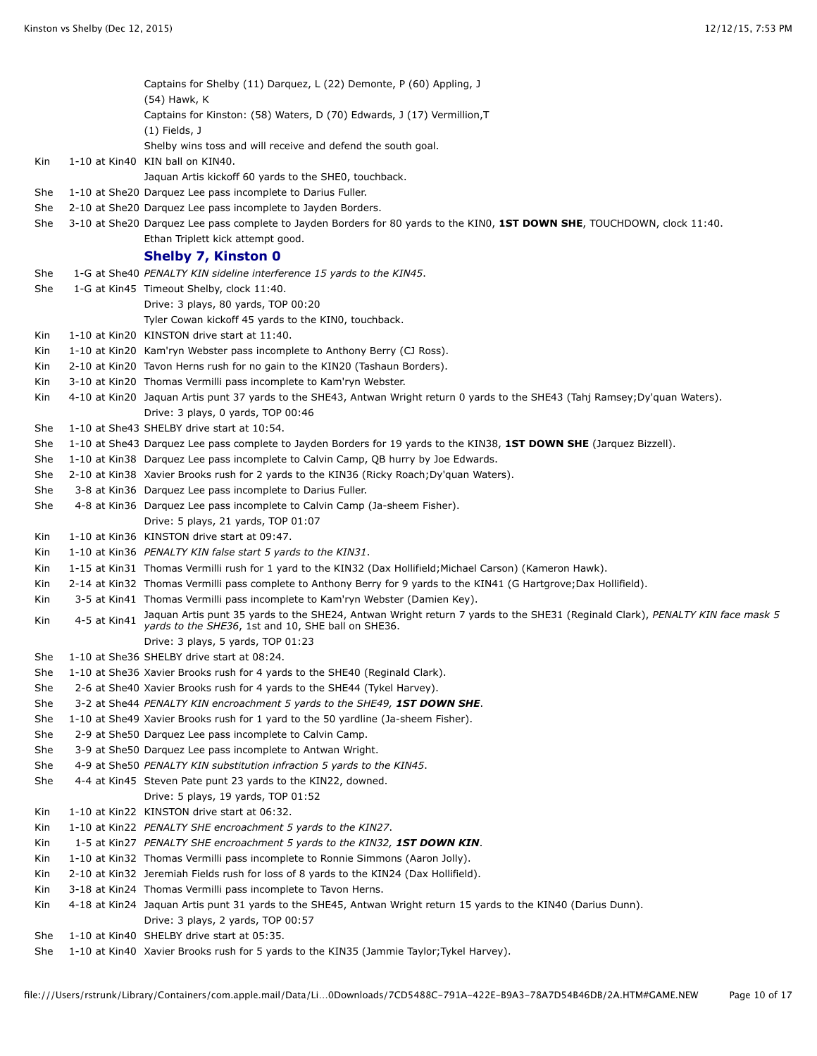| | | |
|---|---|---|
| | | Captains for Shelby (11) Darquez, L (22) Demonte, P (60) Appling, J (54) Hawk, K |
| | | Captains for Kinston: (58) Waters, D (70) Edwards, J (17) Vermillion,T (1) Fields, J |
| | | Shelby wins toss and will receive and defend the south goal. |
| Kin | 1-10 at Kin40 | KIN ball on KIN40. |
| | | Jaquan Artis kickoff 60 yards to the SHE0, touchback. |
| She | 1-10 at She20 | Darquez Lee pass incomplete to Darius Fuller. |
| She | 2-10 at She20 | Darquez Lee pass incomplete to Jayden Borders. |
| She | 3-10 at She20 | Darquez Lee pass complete to Jayden Borders for 80 yards to the KIN0, **1ST DOWN SHE**, TOUCHDOWN, clock 11:40. |
| | | Ethan Triplett kick attempt good. |
| | | **Shelby 7, Kinston 0** |
| She | 1-G at She40 | *PENALTY KIN sideline interference 15 yards to the KIN45.* |
| She | 1-G at Kin45 | Timeout Shelby, clock 11:40. |
| | | Drive: 3 plays, 80 yards, TOP 00:20 |
| | | Tyler Cowan kickoff 45 yards to the KIN0, touchback. |
| Kin | 1-10 at Kin20 | KINSTON drive start at 11:40. |
| Kin | 1-10 at Kin20 | Kam'ryn Webster pass incomplete to Anthony Berry (CJ Ross). |
| Kin | 2-10 at Kin20 | Tavon Herns rush for no gain to the KIN20 (Tashaun Borders). |
| Kin | 3-10 at Kin20 | Thomas Vermilli pass incomplete to Kam'ryn Webster. |
| Kin | 4-10 at Kin20 | Jaquan Artis punt 37 yards to the SHE43, Antwan Wright return 0 yards to the SHE43 (Tahj Ramsey;Dy'quan Waters). |
| | | Drive: 3 plays, 0 yards, TOP 00:46 |
| She | 1-10 at She43 | SHELBY drive start at 10:54. |
| She | 1-10 at She43 | Darquez Lee pass complete to Jayden Borders for 19 yards to the KIN38, **1ST DOWN SHE** (Jarquez Bizzell). |
| She | 1-10 at Kin38 | Darquez Lee pass incomplete to Calvin Camp, QB hurry by Joe Edwards. |
| She | 2-10 at Kin38 | Xavier Brooks rush for 2 yards to the KIN36 (Ricky Roach;Dy'quan Waters). |
| She | 3-8 at Kin36 | Darquez Lee pass incomplete to Darius Fuller. |
| She | 4-8 at Kin36 | Darquez Lee pass incomplete to Calvin Camp (Ja-sheem Fisher). |
| | | Drive: 5 plays, 21 yards, TOP 01:07 |
| Kin | 1-10 at Kin36 | KINSTON drive start at 09:47. |
| Kin | 1-10 at Kin36 | *PENALTY KIN false start 5 yards to the KIN31.* |
| Kin | 1-15 at Kin31 | Thomas Vermilli rush for 1 yard to the KIN32 (Dax Hollifield;Michael Carson) (Kameron Hawk). |
| Kin | 2-14 at Kin32 | Thomas Vermilli pass complete to Anthony Berry for 9 yards to the KIN41 (G Hartgrove;Dax Hollifield). |
| Kin | 3-5 at Kin41 | Thomas Vermilli pass incomplete to Kam'ryn Webster (Damien Key). |
| Kin | 4-5 at Kin41 | Jaquan Artis punt 35 yards to the SHE24, Antwan Wright return 7 yards to the SHE31 (Reginald Clark), *PENALTY KIN face mask 5 yards to the SHE36*, 1st and 10, SHE ball on SHE36. |
| | | Drive: 3 plays, 5 yards, TOP 01:23 |
| She | 1-10 at She36 | SHELBY drive start at 08:24. |
| She | 1-10 at She36 | Xavier Brooks rush for 4 yards to the SHE40 (Reginald Clark). |
| She | 2-6 at She40 | Xavier Brooks rush for 4 yards to the SHE44 (Tykel Harvey). |
| She | 3-2 at She44 | *PENALTY KIN encroachment 5 yards to the SHE49, **1ST DOWN SHE**.* |
| She | 1-10 at She49 | Xavier Brooks rush for 1 yard to the 50 yardline (Ja-sheem Fisher). |
| She | 2-9 at She50 | Darquez Lee pass incomplete to Calvin Camp. |
| She | 3-9 at She50 | Darquez Lee pass incomplete to Antwan Wright. |
| She | 4-9 at She50 | *PENALTY KIN substitution infraction 5 yards to the KIN45.* |
| She | 4-4 at Kin45 | Steven Pate punt 23 yards to the KIN22, downed. |
| | | Drive: 5 plays, 19 yards, TOP 01:52 |
| Kin | 1-10 at Kin22 | KINSTON drive start at 06:32. |
| Kin | 1-10 at Kin22 | *PENALTY SHE encroachment 5 yards to the KIN27.* |
| Kin | 1-5 at Kin27 | *PENALTY SHE encroachment 5 yards to the KIN32, **1ST DOWN KIN**.* |
| Kin | 1-10 at Kin32 | Thomas Vermilli pass incomplete to Ronnie Simmons (Aaron Jolly). |
| Kin | 2-10 at Kin32 | Jeremiah Fields rush for loss of 8 yards to the KIN24 (Dax Hollifield). |
| Kin | 3-18 at Kin24 | Thomas Vermilli pass incomplete to Tavon Herns. |
| Kin | 4-18 at Kin24 | Jaquan Artis punt 31 yards to the SHE45, Antwan Wright return 15 yards to the KIN40 (Darius Dunn). |
| | | Drive: 3 plays, 2 yards, TOP 00:57 |
| She | 1-10 at Kin40 | SHELBY drive start at 05:35. |
| She | 1-10 at Kin40 | Xavier Brooks rush for 5 yards to the KIN35 (Jammie Taylor;Tykel Harvey). |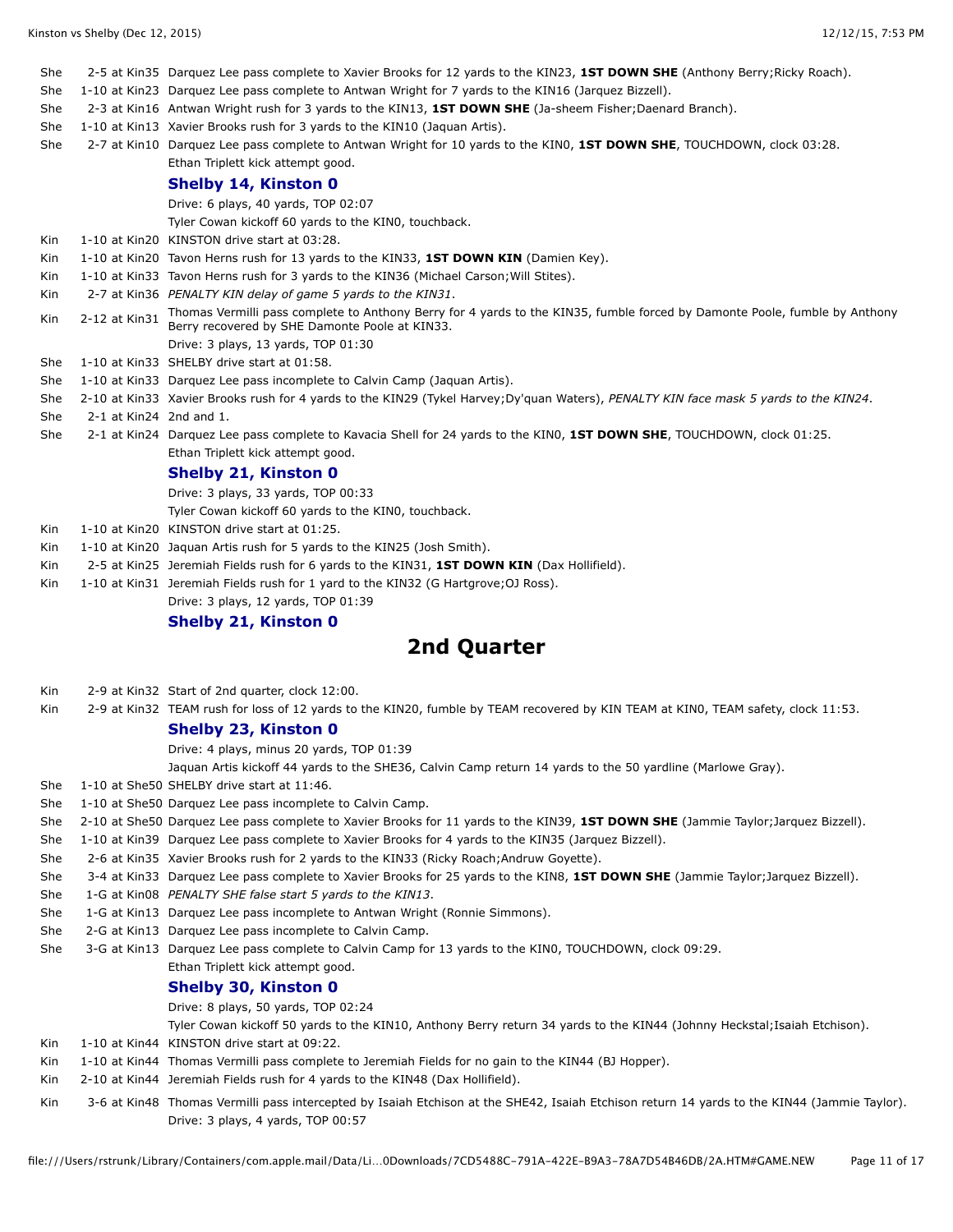| | | |
|---|---|---|
| She | 2-5 at Kin35 | Darquez Lee pass complete to Xavier Brooks for 12 yards to the KIN23, **1ST DOWN SHE** (Anthony Berry;Ricky Roach). |
| She | 1-10 at Kin23 | Darquez Lee pass complete to Antwan Wright for 7 yards to the KIN16 (Jarquez Bizzell). |
| She | 2-3 at Kin16 | Antwan Wright rush for 3 yards to the KIN13, **1ST DOWN SHE** (Ja-sheem Fisher;Daenard Branch). |
| She | 1-10 at Kin13 | Xavier Brooks rush for 3 yards to the KIN10 (Jaquan Artis). |
| She | 2-7 at Kin10 | Darquez Lee pass complete to Antwan Wright for 10 yards to the KIN0, **1ST DOWN SHE**, TOUCHDOWN, clock 03:28. |
| | | Ethan Triplett kick attempt good. |

**Shelby 14, Kinston 0**

Drive: 6 plays, 40 yards, TOP 02:07

Tyler Cowan kickoff 60 yards to the KIN0, touchback.

| | | |
|---|---|---|
| Kin | 1-10 at Kin20 | KINSTON drive start at 03:28. |
| Kin | 1-10 at Kin20 | Tavon Herns rush for 13 yards to the KIN33, **1ST DOWN KIN** (Damien Key). |
| Kin | 1-10 at Kin33 | Tavon Herns rush for 3 yards to the KIN36 (Michael Carson;Will Stites). |
| Kin | 2-7 at Kin36 | *PENALTY KIN delay of game 5 yards to the KIN31.* |
| Kin | 2-12 at Kin31 | Thomas Vermilli pass complete to Anthony Berry for 4 yards to the KIN35, fumble forced by Damonte Poole, fumble by Anthony Berry recovered by SHE Damonte Poole at KIN33. |
| | | Drive: 3 plays, 13 yards, TOP 01:30 |
| She | 1-10 at Kin33 | SHELBY drive start at 01:58. |
| She | 1-10 at Kin33 | Darquez Lee pass incomplete to Calvin Camp (Jaquan Artis). |
| She | 2-10 at Kin33 | Xavier Brooks rush for 4 yards to the KIN29 (Tykel Harvey;Dy'quan Waters), *PENALTY KIN face mask 5 yards to the KIN24.* |
| She | 2-1 at Kin24 | 2nd and 1. |
| She | 2-1 at Kin24 | Darquez Lee pass complete to Kavacia Shell for 24 yards to the KIN0, **1ST DOWN SHE**, TOUCHDOWN, clock 01:25. |
| | | Ethan Triplett kick attempt good. |

**Shelby 21, Kinston 0**

Drive: 3 plays, 33 yards, TOP 00:33

Tyler Cowan kickoff 60 yards to the KIN0, touchback.

| | | |
|---|---|---|
| Kin | 1-10 at Kin20 | KINSTON drive start at 01:25. |
| Kin | 1-10 at Kin20 | Jaquan Artis rush for 5 yards to the KIN25 (Josh Smith). |
| Kin | 2-5 at Kin25 | Jeremiah Fields rush for 6 yards to the KIN31, **1ST DOWN KIN** (Dax Hollifield). |
| Kin | 1-10 at Kin31 | Jeremiah Fields rush for 1 yard to the KIN32 (G Hartgrove;OJ Ross). |
| | | Drive: 3 plays, 12 yards, TOP 01:39 |

**Shelby 21, Kinston 0**

## 2nd Quarter

| | | |
|---|---|---|
| Kin | 2-9 at Kin32 | Start of 2nd quarter, clock 12:00. |
| Kin | 2-9 at Kin32 | TEAM rush for loss of 12 yards to the KIN20, fumble by TEAM recovered by KIN TEAM at KIN0, TEAM safety, clock 11:53. |

**Shelby 23, Kinston 0**

Drive: 4 plays, minus 20 yards, TOP 01:39

Jaquan Artis kickoff 44 yards to the SHE36, Calvin Camp return 14 yards to the 50 yardline (Marlowe Gray).

| | | |
|---|---|---|
| She | 1-10 at She50 | SHELBY drive start at 11:46. |
| She | 1-10 at She50 | Darquez Lee pass incomplete to Calvin Camp. |
| She | 2-10 at She50 | Darquez Lee pass complete to Xavier Brooks for 11 yards to the KIN39, **1ST DOWN SHE** (Jammie Taylor;Jarquez Bizzell). |
| She | 1-10 at Kin39 | Darquez Lee pass complete to Xavier Brooks for 4 yards to the KIN35 (Jarquez Bizzell). |
| She | 2-6 at Kin35 | Xavier Brooks rush for 2 yards to the KIN33 (Ricky Roach;Andruw Goyette). |
| She | 3-4 at Kin33 | Darquez Lee pass complete to Xavier Brooks for 25 yards to the KIN8, **1ST DOWN SHE** (Jammie Taylor;Jarquez Bizzell). |
| She | 1-G at Kin08 | *PENALTY SHE false start 5 yards to the KIN13.* |
| She | 1-G at Kin13 | Darquez Lee pass incomplete to Antwan Wright (Ronnie Simmons). |
| She | 2-G at Kin13 | Darquez Lee pass incomplete to Calvin Camp. |
| She | 3-G at Kin13 | Darquez Lee pass complete to Calvin Camp for 13 yards to the KIN0, TOUCHDOWN, clock 09:29. |
| | | Ethan Triplett kick attempt good. |

**Shelby 30, Kinston 0**

Drive: 8 plays, 50 yards, TOP 02:24

Tyler Cowan kickoff 50 yards to the KIN10, Anthony Berry return 34 yards to the KIN44 (Johnny Heckstal;Isaiah Etchison).

| | | |
|---|---|---|
| Kin | 1-10 at Kin44 | KINSTON drive start at 09:22. |
| Kin | 1-10 at Kin44 | Thomas Vermilli pass complete to Jeremiah Fields for no gain to the KIN44 (BJ Hopper). |
| Kin | 2-10 at Kin44 | Jeremiah Fields rush for 4 yards to the KIN48 (Dax Hollifield). |
| Kin | 3-6 at Kin48 | Thomas Vermilli pass intercepted by Isaiah Etchison at the SHE42, Isaiah Etchison return 14 yards to the KIN44 (Jammie Taylor). |
| | | Drive: 3 plays, 4 yards, TOP 00:57 |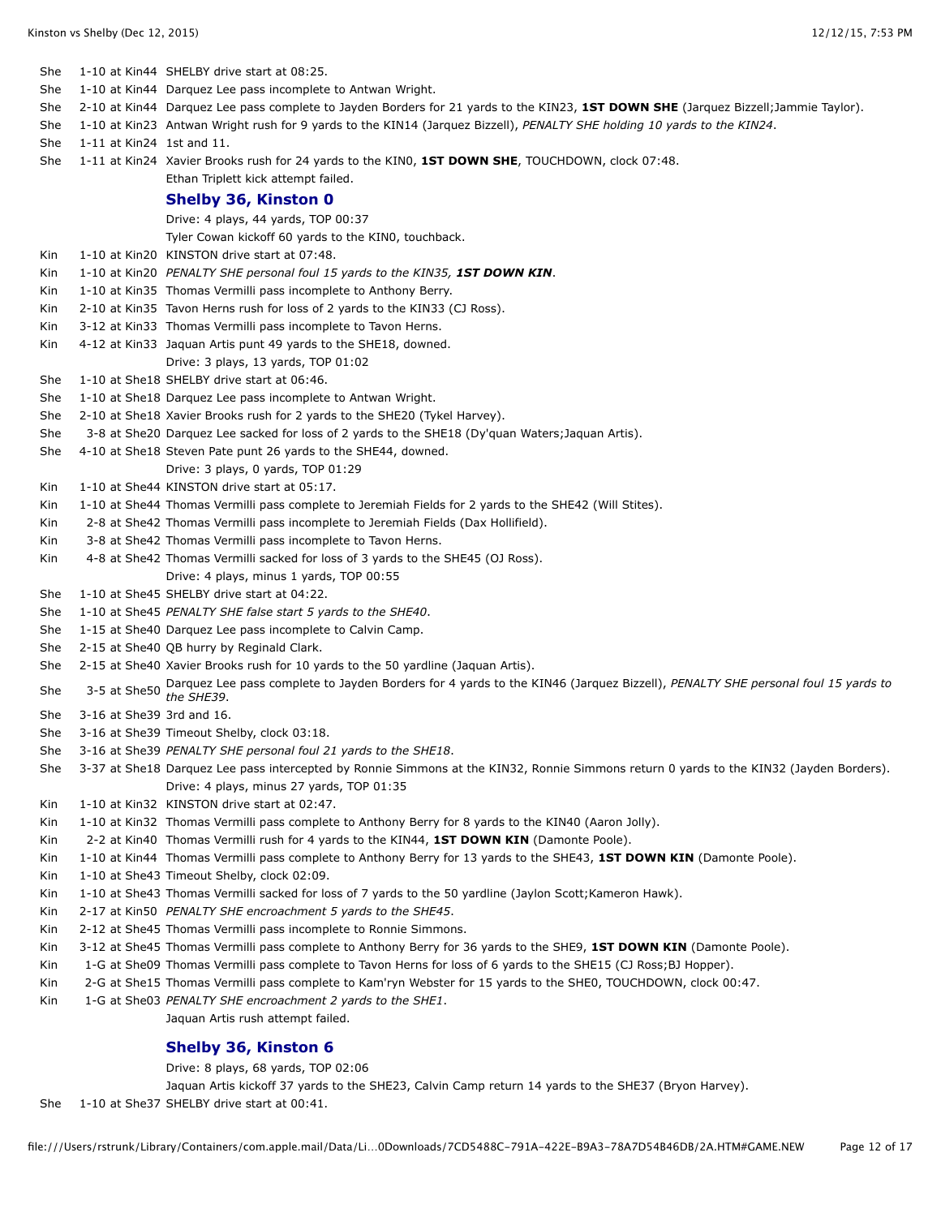| | | |
|---|---|---|
| She | 1-10 at Kin44 | SHELBY drive start at 08:25. |
| She | 1-10 at Kin44 | Darquez Lee pass incomplete to Antwan Wright. |
| She | 2-10 at Kin44 | Darquez Lee pass complete to Jayden Borders for 21 yards to the KIN23, **1ST DOWN SHE** (Jarquez Bizzell;Jammie Taylor). |
| She | 1-10 at Kin23 | Antwan Wright rush for 9 yards to the KIN14 (Jarquez Bizzell), *PENALTY SHE holding 10 yards to the KIN24*. |
| She | 1-11 at Kin24 | 1st and 11. |
| She | 1-11 at Kin24 | Xavier Brooks rush for 24 yards to the KIN0, **1ST DOWN SHE**, TOUCHDOWN, clock 07:48. |
| | | Ethan Triplett kick attempt failed. |
| | | **Shelby 36, Kinston 0** |
| | | Drive: 4 plays, 44 yards, TOP 00:37 |
| | | Tyler Cowan kickoff 60 yards to the KIN0, touchback. |
| Kin | 1-10 at Kin20 | KINSTON drive start at 07:48. |
| Kin | 1-10 at Kin20 | *PENALTY SHE personal foul 15 yards to the KIN35, **1ST DOWN KIN***. |
| Kin | 1-10 at Kin35 | Thomas Vermilli pass incomplete to Anthony Berry. |
| Kin | 2-10 at Kin35 | Tavon Herns rush for loss of 2 yards to the KIN33 (CJ Ross). |
| Kin | 3-12 at Kin33 | Thomas Vermilli pass incomplete to Tavon Herns. |
| Kin | 4-12 at Kin33 | Jaquan Artis punt 49 yards to the SHE18, downed. |
| | | Drive: 3 plays, 13 yards, TOP 01:02 |
| She | 1-10 at She18 | SHELBY drive start at 06:46. |
| She | 1-10 at She18 | Darquez Lee pass incomplete to Antwan Wright. |
| She | 2-10 at She18 | Xavier Brooks rush for 2 yards to the SHE20 (Tykel Harvey). |
| She | 3-8 at She20 | Darquez Lee sacked for loss of 2 yards to the SHE18 (Dy'quan Waters;Jaquan Artis). |
| She | 4-10 at She18 | Steven Pate punt 26 yards to the SHE44, downed. |
| | | Drive: 3 plays, 0 yards, TOP 01:29 |
| Kin | 1-10 at She44 | KINSTON drive start at 05:17. |
| Kin | 1-10 at She44 | Thomas Vermilli pass complete to Jeremiah Fields for 2 yards to the SHE42 (Will Stites). |
| Kin | 2-8 at She42 | Thomas Vermilli pass incomplete to Jeremiah Fields (Dax Hollifield). |
| Kin | 3-8 at She42 | Thomas Vermilli pass incomplete to Tavon Herns. |
| Kin | 4-8 at She42 | Thomas Vermilli sacked for loss of 3 yards to the SHE45 (OJ Ross). |
| | | Drive: 4 plays, minus 1 yards, TOP 00:55 |
| She | 1-10 at She45 | SHELBY drive start at 04:22. |
| She | 1-10 at She45 | *PENALTY SHE false start 5 yards to the SHE40*. |
| She | 1-15 at She40 | Darquez Lee pass incomplete to Calvin Camp. |
| She | 2-15 at She40 | QB hurry by Reginald Clark. |
| She | 2-15 at She40 | Xavier Brooks rush for 10 yards to the 50 yardline (Jaquan Artis). |
| She | 3-5 at She50 | Darquez Lee pass complete to Jayden Borders for 4 yards to the KIN46 (Jarquez Bizzell), *PENALTY SHE personal foul 15 yards to the SHE39*. |
| She | 3-16 at She39 | 3rd and 16. |
| She | 3-16 at She39 | Timeout Shelby, clock 03:18. |
| She | 3-16 at She39 | *PENALTY SHE personal foul 21 yards to the SHE18*. |
| She | 3-37 at She18 | Darquez Lee pass intercepted by Ronnie Simmons at the KIN32, Ronnie Simmons return 0 yards to the KIN32 (Jayden Borders). |
| | | Drive: 4 plays, minus 27 yards, TOP 01:35 |
| Kin | 1-10 at Kin32 | KINSTON drive start at 02:47. |
| Kin | 1-10 at Kin32 | Thomas Vermilli pass complete to Anthony Berry for 8 yards to the KIN40 (Aaron Jolly). |
| Kin | 2-2 at Kin40 | Thomas Vermilli rush for 4 yards to the KIN44, **1ST DOWN KIN** (Damonte Poole). |
| Kin | 1-10 at Kin44 | Thomas Vermilli pass complete to Anthony Berry for 13 yards to the SHE43, **1ST DOWN KIN** (Damonte Poole). |
| Kin | 1-10 at She43 | Timeout Shelby, clock 02:09. |
| Kin | 1-10 at She43 | Thomas Vermilli sacked for loss of 7 yards to the 50 yardline (Jaylon Scott;Kameron Hawk). |
| Kin | 2-17 at Kin50 | *PENALTY SHE encroachment 5 yards to the SHE45*. |
| Kin | 2-12 at She45 | Thomas Vermilli pass incomplete to Ronnie Simmons. |
| Kin | 3-12 at She45 | Thomas Vermilli pass complete to Anthony Berry for 36 yards to the SHE9, **1ST DOWN KIN** (Damonte Poole). |
| Kin | 1-G at She09 | Thomas Vermilli pass complete to Tavon Herns for loss of 6 yards to the SHE15 (CJ Ross;BJ Hopper). |
| Kin | 2-G at She15 | Thomas Vermilli pass complete to Kam'ryn Webster for 15 yards to the SHE0, TOUCHDOWN, clock 00:47. |
| Kin | 1-G at She03 | *PENALTY SHE encroachment 2 yards to the SHE1*. |
| | | Jaquan Artis rush attempt failed. |
| | | **Shelby 36, Kinston 6** |
| | | Drive: 8 plays, 68 yards, TOP 02:06 |
| | | Jaquan Artis kickoff 37 yards to the SHE23, Calvin Camp return 14 yards to the SHE37 (Bryon Harvey). |
| She | 1-10 at She37 | SHELBY drive start at 00:41. |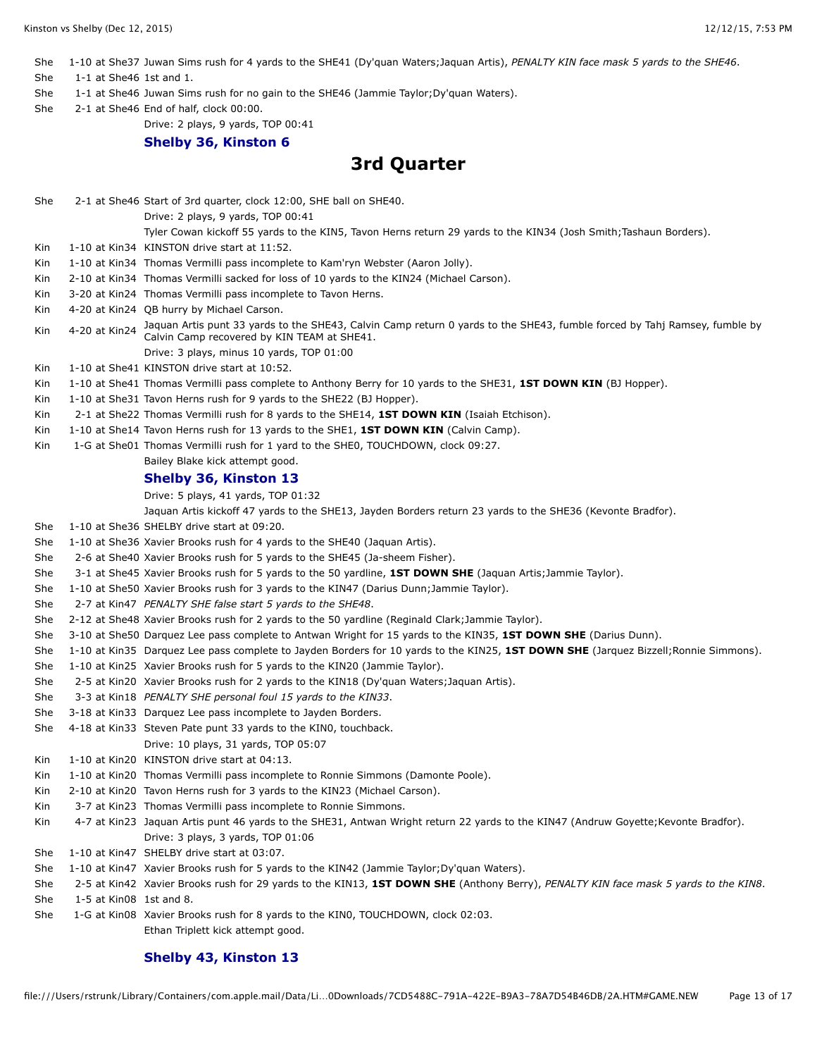| | | |
|---|---|---|
| She | 1-10 at She37 | Juwan Sims rush for 4 yards to the SHE41 (Dy'quan Waters;Jaquan Artis), *PENALTY KIN face mask 5 yards to the SHE46*. |
| She | 1-1 at She46 | 1st and 1. |
| She | 1-1 at She46 | Juwan Sims rush for no gain to the SHE46 (Jammie Taylor;Dy'quan Waters). |
| She | 2-1 at She46 | End of half, clock 00:00. |
| | | Drive: 2 plays, 9 yards, TOP 00:41 |

**Shelby 36, Kinston 6**

## 3rd Quarter

| | | |
|---|---|---|
| She | 2-1 at She46 | Start of 3rd quarter, clock 12:00, SHE ball on SHE40. |
| | | Drive: 2 plays, 9 yards, TOP 00:41 |
| | | Tyler Cowan kickoff 55 yards to the KIN5, Tavon Herns return 29 yards to the KIN34 (Josh Smith;Tashaun Borders). |
| Kin | 1-10 at Kin34 | KINSTON drive start at 11:52. |
| Kin | 1-10 at Kin34 | Thomas Vermilli pass incomplete to Kam'ryn Webster (Aaron Jolly). |
| Kin | 2-10 at Kin34 | Thomas Vermilli sacked for loss of 10 yards to the KIN24 (Michael Carson). |
| Kin | 3-20 at Kin24 | Thomas Vermilli pass incomplete to Tavon Herns. |
| Kin | 4-20 at Kin24 | QB hurry by Michael Carson. |
| Kin | 4-20 at Kin24 | Jaquan Artis punt 33 yards to the SHE43, Calvin Camp return 0 yards to the SHE43, fumble forced by Tahj Ramsey, fumble by Calvin Camp recovered by KIN TEAM at SHE41. |
| | | Drive: 3 plays, minus 10 yards, TOP 01:00 |
| Kin | 1-10 at She41 | KINSTON drive start at 10:52. |
| Kin | 1-10 at She41 | Thomas Vermilli pass complete to Anthony Berry for 10 yards to the SHE31, **1ST DOWN KIN** (BJ Hopper). |
| Kin | 1-10 at She31 | Tavon Herns rush for 9 yards to the SHE22 (BJ Hopper). |
| Kin | 2-1 at She22 | Thomas Vermilli rush for 8 yards to the SHE14, **1ST DOWN KIN** (Isaiah Etchison). |
| Kin | 1-10 at She14 | Tavon Herns rush for 13 yards to the SHE1, **1ST DOWN KIN** (Calvin Camp). |
| Kin | 1-G at She01 | Thomas Vermilli rush for 1 yard to the SHE0, TOUCHDOWN, clock 09:27. |
| | | Bailey Blake kick attempt good. |

**Shelby 36, Kinston 13**

| | | |
|---|---|---|
| | | Drive: 5 plays, 41 yards, TOP 01:32 |
| | | Jaquan Artis kickoff 47 yards to the SHE13, Jayden Borders return 23 yards to the SHE36 (Kevonte Bradfor). |
| She | 1-10 at She36 | SHELBY drive start at 09:20. |
| She | 1-10 at She36 | Xavier Brooks rush for 4 yards to the SHE40 (Jaquan Artis). |
| She | 2-6 at She40 | Xavier Brooks rush for 5 yards to the SHE45 (Ja-sheem Fisher). |
| She | 3-1 at She45 | Xavier Brooks rush for 5 yards to the 50 yardline, **1ST DOWN SHE** (Jaquan Artis;Jammie Taylor). |
| She | 1-10 at She50 | Xavier Brooks rush for 3 yards to the KIN47 (Darius Dunn;Jammie Taylor). |
| She | 2-7 at Kin47 | *PENALTY SHE false start 5 yards to the SHE48*. |
| She | 2-12 at She48 | Xavier Brooks rush for 2 yards to the 50 yardline (Reginald Clark;Jammie Taylor). |
| She | 3-10 at She50 | Darquez Lee pass complete to Antwan Wright for 15 yards to the KIN35, **1ST DOWN SHE** (Darius Dunn). |
| She | 1-10 at Kin35 | Darquez Lee pass complete to Jayden Borders for 10 yards to the KIN25, **1ST DOWN SHE** (Jarquez Bizzell;Ronnie Simmons). |
| She | 1-10 at Kin25 | Xavier Brooks rush for 5 yards to the KIN20 (Jammie Taylor). |
| She | 2-5 at Kin20 | Xavier Brooks rush for 2 yards to the KIN18 (Dy'quan Waters;Jaquan Artis). |
| She | 3-3 at Kin18 | *PENALTY SHE personal foul 15 yards to the KIN33*. |
| She | 3-18 at Kin33 | Darquez Lee pass incomplete to Jayden Borders. |
| She | 4-18 at Kin33 | Steven Pate punt 33 yards to the KIN0, touchback. |
| | | Drive: 10 plays, 31 yards, TOP 05:07 |
| Kin | 1-10 at Kin20 | KINSTON drive start at 04:13. |
| Kin | 1-10 at Kin20 | Thomas Vermilli pass incomplete to Ronnie Simmons (Damonte Poole). |
| Kin | 2-10 at Kin20 | Tavon Herns rush for 3 yards to the KIN23 (Michael Carson). |
| Kin | 3-7 at Kin23 | Thomas Vermilli pass incomplete to Ronnie Simmons. |
| Kin | 4-7 at Kin23 | Jaquan Artis punt 46 yards to the SHE31, Antwan Wright return 22 yards to the KIN47 (Andruw Goyette;Kevonte Bradfor). |
| | | Drive: 3 plays, 3 yards, TOP 01:06 |
| She | 1-10 at Kin47 | SHELBY drive start at 03:07. |
| She | 1-10 at Kin47 | Xavier Brooks rush for 5 yards to the KIN42 (Jammie Taylor;Dy'quan Waters). |
| She | 2-5 at Kin42 | Xavier Brooks rush for 29 yards to the KIN13, **1ST DOWN SHE** (Anthony Berry), *PENALTY KIN face mask 5 yards to the KIN8*. |
| She | 1-5 at Kin08 | 1st and 8. |
| She | 1-G at Kin08 | Xavier Brooks rush for 8 yards to the KIN0, TOUCHDOWN, clock 02:03. |
| | | Ethan Triplett kick attempt good. |

**Shelby 43, Kinston 13**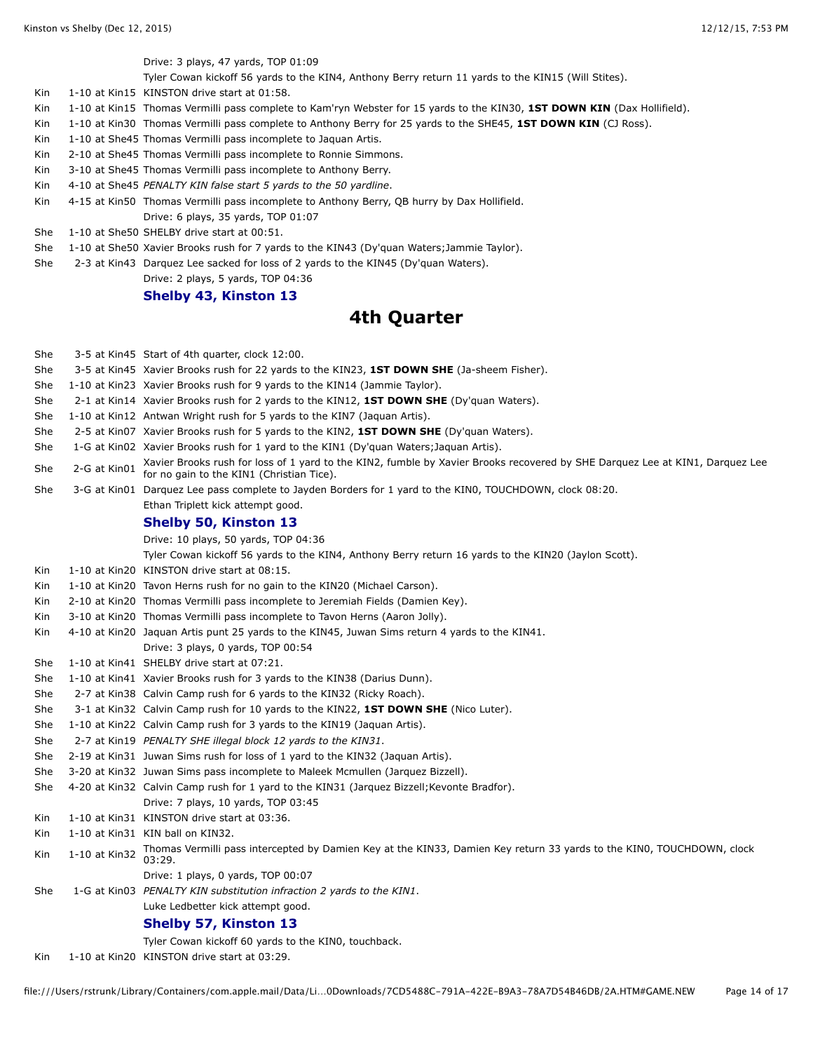| | | |
|---|---|---|
| | | Drive: 3 plays, 47 yards, TOP 01:09 |
| | | Tyler Cowan kickoff 56 yards to the KIN4, Anthony Berry return 11 yards to the KIN15 (Will Stites). |
| Kin | 1-10 at Kin15 | KINSTON drive start at 01:58. |
| Kin | 1-10 at Kin15 | Thomas Vermilli pass complete to Kam'ryn Webster for 15 yards to the KIN30, **1ST DOWN KIN** (Dax Hollifield). |
| Kin | 1-10 at Kin30 | Thomas Vermilli pass complete to Anthony Berry for 25 yards to the SHE45, **1ST DOWN KIN** (CJ Ross). |
| Kin | 1-10 at She45 | Thomas Vermilli pass incomplete to Jaquan Artis. |
| Kin | 2-10 at She45 | Thomas Vermilli pass incomplete to Ronnie Simmons. |
| Kin | 3-10 at She45 | Thomas Vermilli pass incomplete to Anthony Berry. |
| Kin | 4-10 at She45 | *PENALTY KIN false start 5 yards to the 50 yardline*. |
| Kin | 4-15 at Kin50 | Thomas Vermilli pass incomplete to Anthony Berry, QB hurry by Dax Hollifield. |
| | | Drive: 6 plays, 35 yards, TOP 01:07 |
| She | 1-10 at She50 | SHELBY drive start at 00:51. |
| She | 1-10 at She50 | Xavier Brooks rush for 7 yards to the KIN43 (Dy'quan Waters;Jammie Taylor). |
| She | 2-3 at Kin43 | Darquez Lee sacked for loss of 2 yards to the KIN45 (Dy'quan Waters). |
| | | Drive: 2 plays, 5 yards, TOP 04:36 |

**Shelby 43, Kinston 13**

## 4th Quarter

| | | |
|---|---|---|
| She | 3-5 at Kin45 | Start of 4th quarter, clock 12:00. |
| She | 3-5 at Kin45 | Xavier Brooks rush for 22 yards to the KIN23, **1ST DOWN SHE** (Ja-sheem Fisher). |
| She | 1-10 at Kin23 | Xavier Brooks rush for 9 yards to the KIN14 (Jammie Taylor). |
| She | 2-1 at Kin14 | Xavier Brooks rush for 2 yards to the KIN12, **1ST DOWN SHE** (Dy'quan Waters). |
| She | 1-10 at Kin12 | Antwan Wright rush for 5 yards to the KIN7 (Jaquan Artis). |
| She | 2-5 at Kin07 | Xavier Brooks rush for 5 yards to the KIN2, **1ST DOWN SHE** (Dy'quan Waters). |
| She | 1-G at Kin02 | Xavier Brooks rush for 1 yard to the KIN1 (Dy'quan Waters;Jaquan Artis). |
| She | 2-G at Kin01 | Xavier Brooks rush for loss of 1 yard to the KIN2, fumble by Xavier Brooks recovered by SHE Darquez Lee at KIN1, Darquez Lee for no gain to the KIN1 (Christian Tice). |
| She | 3-G at Kin01 | Darquez Lee pass complete to Jayden Borders for 1 yard to the KIN0, TOUCHDOWN, clock 08:20. |
| | | Ethan Triplett kick attempt good. |

**Shelby 50, Kinston 13**

| | | |
|---|---|---|
| | | Drive: 10 plays, 50 yards, TOP 04:36 |
| | | Tyler Cowan kickoff 56 yards to the KIN4, Anthony Berry return 16 yards to the KIN20 (Jaylon Scott). |
| Kin | 1-10 at Kin20 | KINSTON drive start at 08:15. |
| Kin | 1-10 at Kin20 | Tavon Herns rush for no gain to the KIN20 (Michael Carson). |
| Kin | 2-10 at Kin20 | Thomas Vermilli pass incomplete to Jeremiah Fields (Damien Key). |
| Kin | 3-10 at Kin20 | Thomas Vermilli pass incomplete to Tavon Herns (Aaron Jolly). |
| Kin | 4-10 at Kin20 | Jaquan Artis punt 25 yards to the KIN45, Juwan Sims return 4 yards to the KIN41. |
| | | Drive: 3 plays, 0 yards, TOP 00:54 |
| She | 1-10 at Kin41 | SHELBY drive start at 07:21. |
| She | 1-10 at Kin41 | Xavier Brooks rush for 3 yards to the KIN38 (Darius Dunn). |
| She | 2-7 at Kin38 | Calvin Camp rush for 6 yards to the KIN32 (Ricky Roach). |
| She | 3-1 at Kin32 | Calvin Camp rush for 10 yards to the KIN22, **1ST DOWN SHE** (Nico Luter). |
| She | 1-10 at Kin22 | Calvin Camp rush for 3 yards to the KIN19 (Jaquan Artis). |
| She | 2-7 at Kin19 | *PENALTY SHE illegal block 12 yards to the KIN31*. |
| She | 2-19 at Kin31 | Juwan Sims rush for loss of 1 yard to the KIN32 (Jaquan Artis). |
| She | 3-20 at Kin32 | Juwan Sims pass incomplete to Maleek Mcmullen (Jarquez Bizzell). |
| She | 4-20 at Kin32 | Calvin Camp rush for 1 yard to the KIN31 (Jarquez Bizzell;Kevonte Bradfor). |
| | | Drive: 7 plays, 10 yards, TOP 03:45 |
| Kin | 1-10 at Kin31 | KINSTON drive start at 03:36. |
| Kin | 1-10 at Kin31 | KIN ball on KIN32. |
| Kin | 1-10 at Kin32 | Thomas Vermilli pass intercepted by Damien Key at the KIN33, Damien Key return 33 yards to the KIN0, TOUCHDOWN, clock 03:29. |
| | | Drive: 1 plays, 0 yards, TOP 00:07 |
| She | 1-G at Kin03 | *PENALTY KIN substitution infraction 2 yards to the KIN1*. |
| | | Luke Ledbetter kick attempt good. |

**Shelby 57, Kinston 13**

| | | |
|---|---|---|
| | | Tyler Cowan kickoff 60 yards to the KIN0, touchback. |
| Kin | 1-10 at Kin20 | KINSTON drive start at 03:29. |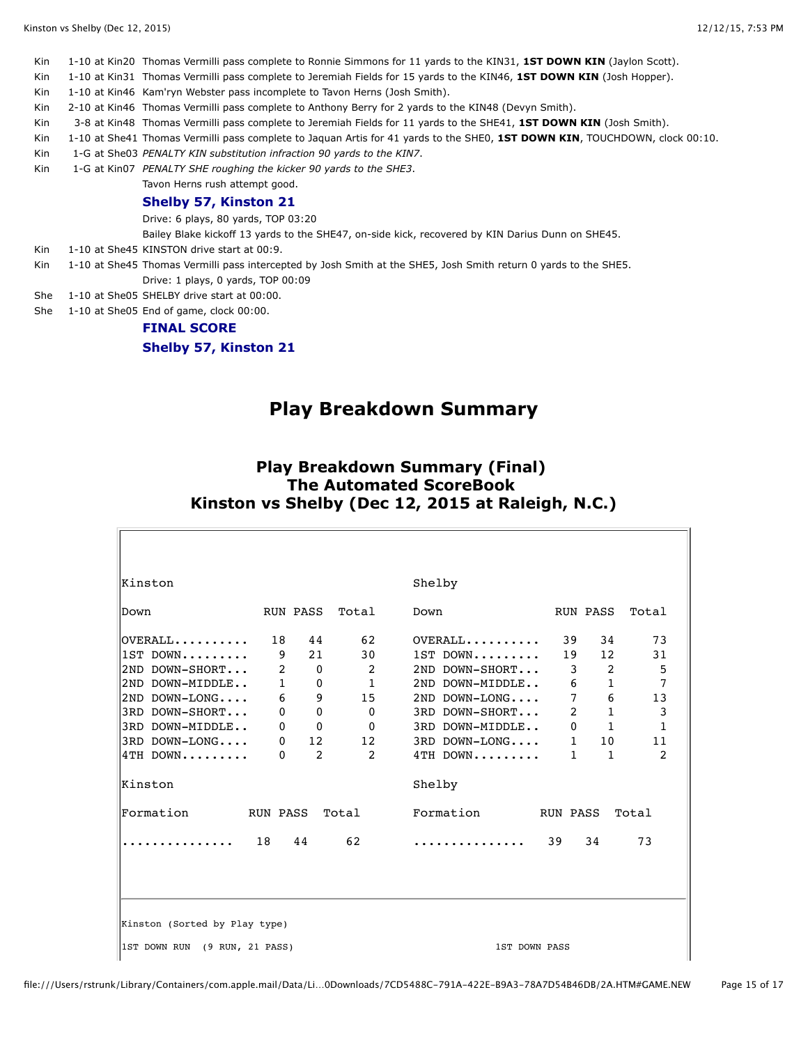| | | |
|---|---|---|
| Kin | 1-10 at Kin20 | Thomas Vermilli pass complete to Ronnie Simmons for 11 yards to the KIN31, **1ST DOWN KIN** (Jaylon Scott). |
| Kin | 1-10 at Kin31 | Thomas Vermilli pass complete to Jeremiah Fields for 15 yards to the KIN46, **1ST DOWN KIN** (Josh Hopper). |
| Kin | 1-10 at Kin46 | Kam'ryn Webster pass incomplete to Tavon Herns (Josh Smith). |
| Kin | 2-10 at Kin46 | Thomas Vermilli pass complete to Anthony Berry for 2 yards to the KIN48 (Devyn Smith). |
| Kin | 3-8 at Kin48 | Thomas Vermilli pass complete to Jeremiah Fields for 11 yards to the SHE41, **1ST DOWN KIN** (Josh Smith). |
| Kin | 1-10 at She41 | Thomas Vermilli pass complete to Jaquan Artis for 41 yards to the SHE0, **1ST DOWN KIN**, TOUCHDOWN, clock 00:10. |
| Kin | 1-G at She03 | *PENALTY KIN substitution infraction 90 yards to the KIN7.* |
| Kin | 1-G at Kin07 | *PENALTY SHE roughing the kicker 90 yards to the SHE3.* |
| | | Tavon Herns rush attempt good. |
| | | **Shelby 57, Kinston 21** |
| | | Drive: 6 plays, 80 yards, TOP 03:20 |
| | | Bailey Blake kickoff 13 yards to the SHE47, on-side kick, recovered by KIN Darius Dunn on SHE45. |
| Kin | 1-10 at She45 | KINSTON drive start at 00:9. |
| Kin | 1-10 at She45 | Thomas Vermilli pass intercepted by Josh Smith at the SHE5, Josh Smith return 0 yards to the SHE5. |
| | | Drive: 1 plays, 0 yards, TOP 00:09 |
| She | 1-10 at She05 | SHELBY drive start at 00:00. |
| She | 1-10 at She05 | End of game, clock 00:00. |
| | | **FINAL SCORE** |
| | | **Shelby 57, Kinston 21** |

# Play Breakdown Summary

## Play Breakdown Summary (Final)
## The Automated ScoreBook
## Kinston vs Shelby (Dec 12, 2015 at Raleigh, N.C.)

| Kinston | | | | Shelby | | | |
|---|---|---|---|---|---|---|---|
| Down | RUN | PASS | Total | Down | RUN | PASS | Total |
| OVERALL.......... | 18 | 44 | 62 | OVERALL.......... | 39 | 34 | 73 |
| 1ST DOWN......... | 9 | 21 | 30 | 1ST DOWN......... | 19 | 12 | 31 |
| 2ND DOWN-SHORT... | 2 | 0 | 2 | 2ND DOWN-SHORT... | 3 | 2 | 5 |
| 2ND DOWN-MIDDLE.. | 1 | 0 | 1 | 2ND DOWN-MIDDLE.. | 6 | 1 | 7 |
| 2ND DOWN-LONG.... | 6 | 9 | 15 | 2ND DOWN-LONG.... | 7 | 6 | 13 |
| 3RD DOWN-SHORT... | 0 | 0 | 0 | 3RD DOWN-SHORT... | 2 | 1 | 3 |
| 3RD DOWN-MIDDLE.. | 0 | 0 | 0 | 3RD DOWN-MIDDLE.. | 0 | 1 | 1 |
| 3RD DOWN-LONG.... | 0 | 12 | 12 | 3RD DOWN-LONG.... | 1 | 10 | 11 |
| 4TH DOWN......... | 0 | 2 | 2 | 4TH DOWN......... | 1 | 1 | 2 |

| Kinston | | | | Shelby | | | |
|---|---|---|---|---|---|---|---|
| Formation | RUN | PASS | Total | Formation | RUN | PASS | Total |
| ............... | 18 | 44 | 62 | ............... | 39 | 34 | 73 |

Kinston (Sorted by Play type)

1ST DOWN RUN (9 RUN, 21 PASS) 1ST DOWN PASS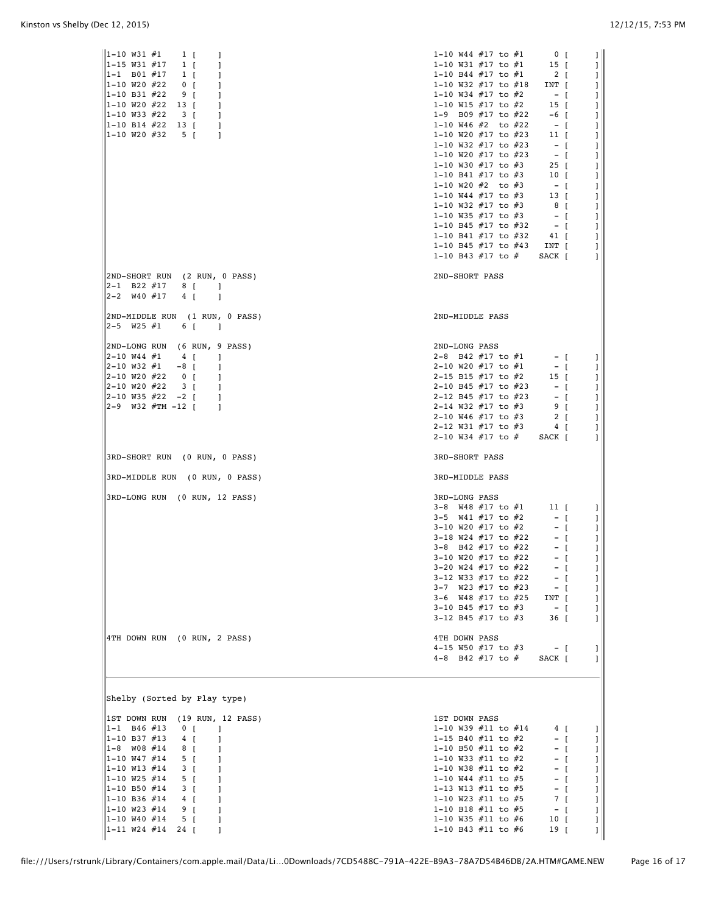```
1-10 W31 #1     1 [     ]                    1-10 W44 #17 to #1      0 [     ]
1-15 W31 #17    1 [     ]                    1-10 W31 #17 to #1     15 [     ]
1-1  B01 #17    1 [     ]                    1-10 B44 #17 to #1      2 [     ]
1-10 W20 #22    0 [     ]                    1-10 W32 #17 to #18   INT [     ]
1-10 B31 #22    9 [     ]                    1-10 W34 #17 to #2      - [     ]
1-10 W20 #22   13 [     ]                    1-10 W15 #17 to #2     15 [     ]
1-10 W33 #22    3 [     ]                    1-9  B09 #17 to #22    -6 [     ]
1-10 B14 #22   13 [     ]                    1-10 W46 #2  to #22     - [     ]
1-10 W20 #32    5 [     ]                    1-10 W20 #17 to #23    11 [     ]
                                             1-10 W32 #17 to #23     - [     ]
                                             1-10 W20 #17 to #23     - [     ]
                                             1-10 W30 #17 to #3     25 [     ]
                                             1-10 B41 #17 to #3     10 [     ]
                                             1-10 W20 #2  to #3      - [     ]
                                             1-10 W44 #17 to #3     13 [     ]
                                             1-10 W32 #17 to #3      8 [     ]
                                             1-10 W35 #17 to #3      - [     ]
                                             1-10 B45 #17 to #32     - [     ]
                                             1-10 B41 #17 to #32    41 [     ]
                                             1-10 B45 #17 to #43   INT [     ]
                                             1-10 B43 #17 to #    SACK [     ]

2ND-SHORT RUN  (2 RUN, 0 PASS)               2ND-SHORT PASS
2-1  B22 #17    8 [     ]
2-2  W40 #17    4 [     ]

2ND-MIDDLE RUN  (1 RUN, 0 PASS)              2ND-MIDDLE PASS
2-5  W25 #1     6 [     ]

2ND-LONG RUN  (6 RUN, 9 PASS)                2ND-LONG PASS
2-10 W44 #1     4 [     ]                    2-8  B42 #17 to #1      - [     ]
2-10 W32 #1    -8 [     ]                    2-10 W20 #17 to #1      - [     ]
2-10 W20 #22    0 [     ]                    2-15 B15 #17 to #2     15 [     ]
2-10 W20 #22    3 [     ]                    2-10 B45 #17 to #23     - [     ]
2-10 W35 #22   -2 [     ]                    2-12 B45 #17 to #23     - [     ]
2-9  W32 #TM  -12 [     ]                    2-14 W32 #17 to #3      9 [     ]
                                             2-10 W46 #17 to #3      2 [     ]
                                             2-12 W31 #17 to #3      4 [     ]
                                             2-10 W34 #17 to #    SACK [     ]

3RD-SHORT RUN  (0 RUN, 0 PASS)               3RD-SHORT PASS

3RD-MIDDLE RUN  (0 RUN, 0 PASS)              3RD-MIDDLE PASS

3RD-LONG RUN  (0 RUN, 12 PASS)               3RD-LONG PASS
                                             3-8  W48 #17 to #1     11 [     ]
                                             3-5  W41 #17 to #2      - [     ]
                                             3-10 W20 #17 to #2      - [     ]
                                             3-18 W24 #17 to #22     - [     ]
                                             3-8  B42 #17 to #22     - [     ]
                                             3-10 W20 #17 to #22     - [     ]
                                             3-20 W24 #17 to #22     - [     ]
                                             3-12 W33 #17 to #22     - [     ]
                                             3-7  W23 #17 to #23     - [     ]
                                             3-6  W48 #17 to #25   INT [     ]
                                             3-10 B45 #17 to #3      - [     ]
                                             3-12 B45 #17 to #3     36 [     ]

4TH DOWN RUN  (0 RUN, 2 PASS)                4TH DOWN PASS
                                             4-15 W50 #17 to #3      - [     ]
                                             4-8  B42 #17 to #    SACK [     ]
```

Shelby (Sorted by Play type)

```
1ST DOWN RUN  (19 RUN, 12 PASS)              1ST DOWN PASS
1-1  B46 #13    0 [     ]                    1-10 W39 #11 to #14     4 [     ]
1-10 B37 #13    4 [     ]                    1-15 B40 #11 to #2      - [     ]
1-8  W08 #14    8 [     ]                    1-10 B50 #11 to #2      - [     ]
1-10 W47 #14    5 [     ]                    1-10 W33 #11 to #2      - [     ]
1-10 W13 #14    3 [     ]                    1-10 W38 #11 to #2      - [     ]
1-10 W25 #14    5 [     ]                    1-10 W44 #11 to #5      - [     ]
1-10 B50 #14    3 [     ]                    1-13 W13 #11 to #5      - [     ]
1-10 B36 #14    4 [     ]                    1-10 W23 #11 to #5      7 [     ]
1-10 W23 #14    9 [     ]                    1-10 B18 #11 to #5      - [     ]
1-10 W40 #14    5 [     ]                    1-10 W35 #11 to #6     10 [     ]
1-11 W24 #14   24 [     ]                    1-10 B43 #11 to #6     19 [     ]
```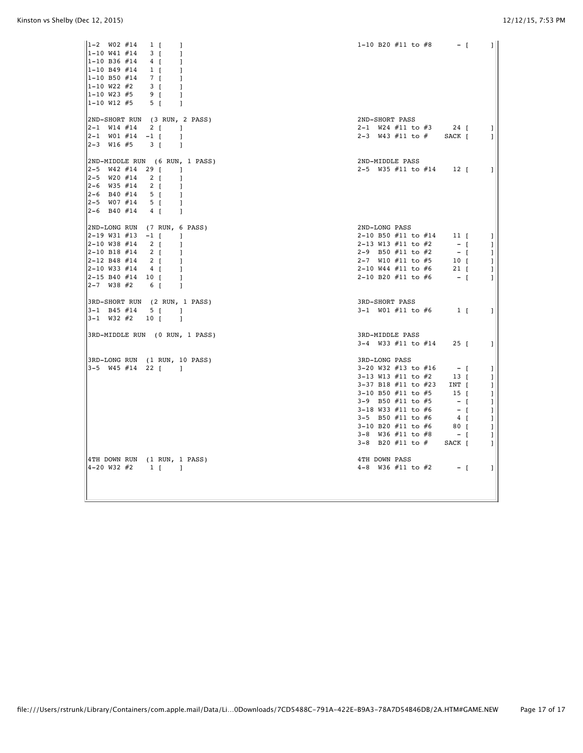```
1-2  W02 #14   1 [    ]                              1-10 B20 #11 to #8      - [    ]
1-10 W41 #14   3 [    ]
1-10 B36 #14   4 [    ]
1-10 B49 #14   1 [    ]
1-10 B50 #14   7 [    ]
1-10 W22 #2    3 [    ]
1-10 W23 #5    9 [    ]
1-10 W12 #5    5 [    ]

2ND-SHORT RUN  (3 RUN, 2 PASS)                       2ND-SHORT PASS
2-1  W14 #14   2 [    ]                              2-1  W24 #11 to #3     24 [    ]
2-1  W01 #14  -1 [    ]                              2-3  W43 #11 to #    SACK [    ]
2-3  W16 #5    3 [    ]

2ND-MIDDLE RUN  (6 RUN, 1 PASS)                      2ND-MIDDLE PASS
2-5  W42 #14  29 [    ]                              2-5  W35 #11 to #14    12 [    ]
2-5  W20 #14   2 [    ]
2-6  W35 #14   2 [    ]
2-6  B40 #14   5 [    ]
2-5  W07 #14   5 [    ]
2-6  B40 #14   4 [    ]

2ND-LONG RUN  (7 RUN, 6 PASS)                        2ND-LONG PASS
2-19 W31 #13  -1 [    ]                              2-10 B50 #11 to #14    11 [    ]
2-10 W38 #14   2 [    ]                              2-13 W13 #11 to #2      - [    ]
2-10 B18 #14   2 [    ]                              2-9  B50 #11 to #2      - [    ]
2-12 B48 #14   2 [    ]                              2-7  W10 #11 to #5     10 [    ]
2-10 W33 #14   4 [    ]                              2-10 W44 #11 to #6     21 [    ]
2-15 B40 #14  10 [    ]                              2-10 B20 #11 to #6      - [    ]
2-7  W38 #2    6 [    ]

3RD-SHORT RUN  (2 RUN, 1 PASS)                       3RD-SHORT PASS
3-1  B45 #14   5 [    ]                              3-1  W01 #11 to #6      1 [    ]
3-1  W32 #2   10 [    ]

3RD-MIDDLE RUN  (0 RUN, 1 PASS)                      3RD-MIDDLE PASS
                                                     3-4  W33 #11 to #14    25 [    ]

3RD-LONG RUN  (1 RUN, 10 PASS)                       3RD-LONG PASS
3-5  W45 #14  22 [    ]                              3-20 W32 #13 to #16     - [    ]
                                                     3-13 W13 #11 to #2     13 [    ]
                                                     3-37 B18 #11 to #23   INT [    ]
                                                     3-10 B50 #11 to #5     15 [    ]
                                                     3-9  B50 #11 to #5      - [    ]
                                                     3-18 W33 #11 to #6      - [    ]
                                                     3-5  B50 #11 to #6      4 [    ]
                                                     3-10 B20 #11 to #6     80 [    ]
                                                     3-8  W36 #11 to #8      - [    ]
                                                     3-8  B20 #11 to #    SACK [    ]

4TH DOWN RUN  (1 RUN, 1 PASS)                        4TH DOWN PASS
4-20 W32 #2    1 [    ]                              4-8  W36 #11 to #2      - [    ]
```